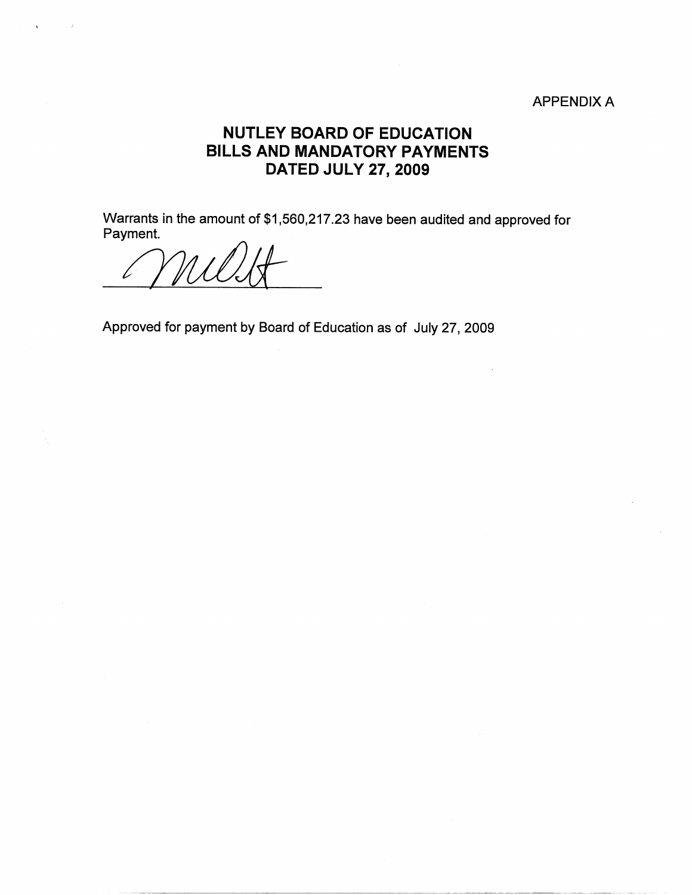APPENDIX A

# NUTLEY BOARD OF EDUCATION
# BILLS AND MANDATORY PAYMENTS
# DATED JULY 27, 2009

Warrants in the amount of $1,560,217.23 have been audited and approved for Payment.

_______________________

Approved for payment by Board of Education as of July 27, 2009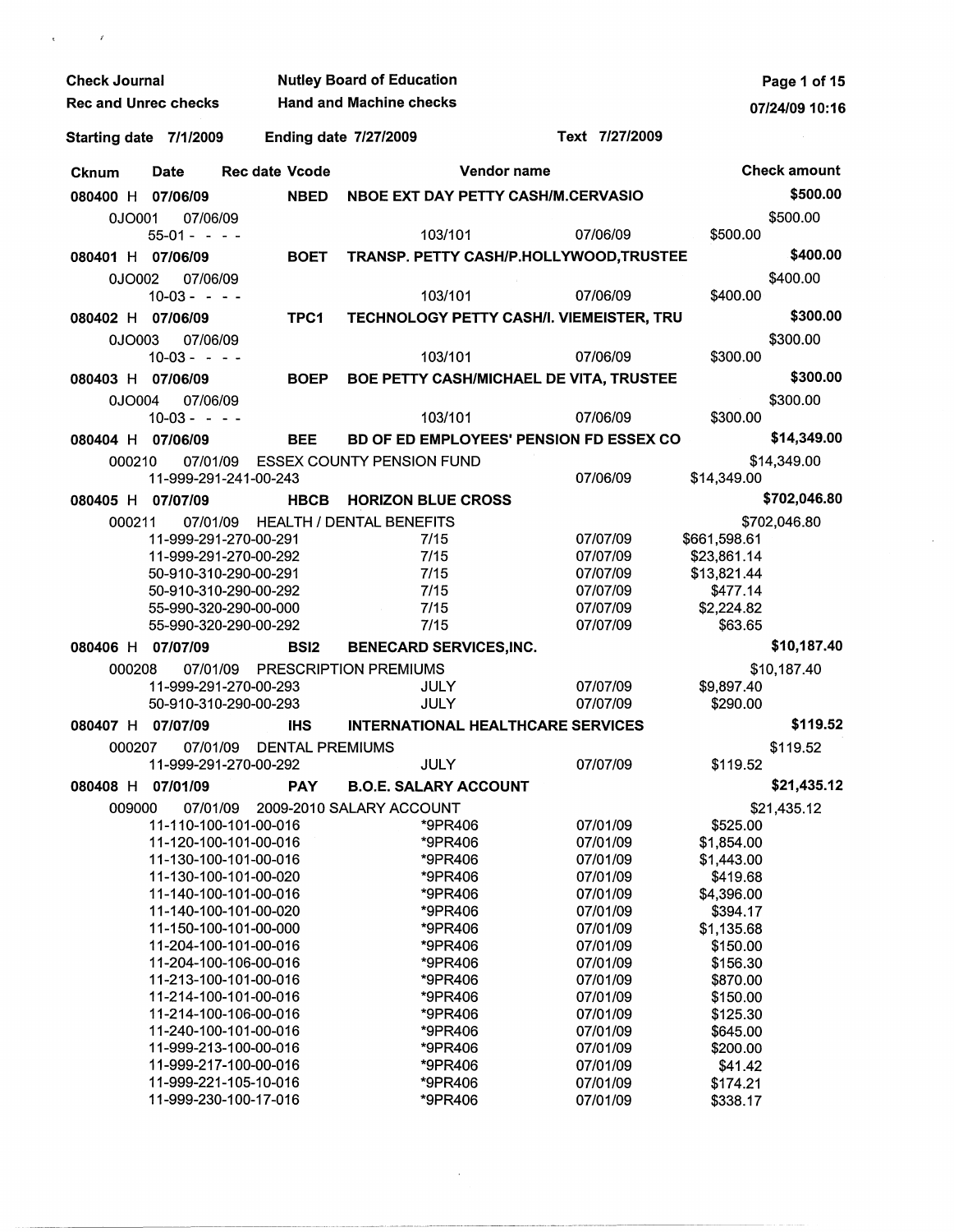Check Journal — Nutley Board of Education

Rec and Unrec checks — Hand and Machine checks

07/24/09 10:16

Starting date 7/1/2009 — Ending date 7/27/2009 — Text 7/27/2009

| Cknum | Date | Rec date | Vcode | Vendor name | | | Check amount |
|---|---|---|---|---|---|---|---|
| **080400 H** | **07/06/09** | | **NBED** | **NBOE EXT DAY PETTY CASH/M.CERVASIO** | | | **$500.00** |
| 0JO001 | 07/06/09 | | | | | | $500.00 |
| 55-01 - - - - | | | | 103/101 | 07/06/09 | $500.00 | |
| **080401 H** | **07/06/09** | | **BOET** | **TRANSP. PETTY CASH/P.HOLLYWOOD,TRUSTEE** | | | **$400.00** |
| 0JO002 | 07/06/09 | | | | | | $400.00 |
| 10-03 - - - - | | | | 103/101 | 07/06/09 | $400.00 | |
| **080402 H** | **07/06/09** | | **TPC1** | **TECHNOLOGY PETTY CASH/I. VIEMEISTER, TRU** | | | **$300.00** |
| 0JO003 | 07/06/09 | | | | | | $300.00 |
| 10-03 - - - - | | | | 103/101 | 07/06/09 | $300.00 | |
| **080403 H** | **07/06/09** | | **BOEP** | **BOE PETTY CASH/MICHAEL DE VITA, TRUSTEE** | | | **$300.00** |
| 0JO004 | 07/06/09 | | | | | | $300.00 |
| 10-03 - - - - | | | | 103/101 | 07/06/09 | $300.00 | |
| **080404 H** | **07/06/09** | | **BEE** | **BD OF ED EMPLOYEES' PENSION FD ESSEX CO** | | | **$14,349.00** |
| 000210 | 07/01/09 | | | ESSEX COUNTY PENSION FUND | | | $14,349.00 |
| 11-999-291-241-00-243 | | | | | 07/06/09 | $14,349.00 | |
| **080405 H** | **07/07/09** | | **HBCB** | **HORIZON BLUE CROSS** | | | **$702,046.80** |
| 000211 | 07/01/09 | | | HEALTH / DENTAL BENEFITS | | | $702,046.80 |
| 11-999-291-270-00-291 | | | | 7/15 | 07/07/09 | $661,598.61 | |
| 11-999-291-270-00-292 | | | | 7/15 | 07/07/09 | $23,861.14 | |
| 50-910-310-290-00-291 | | | | 7/15 | 07/07/09 | $13,821.44 | |
| 50-910-310-290-00-292 | | | | 7/15 | 07/07/09 | $477.14 | |
| 55-990-320-290-00-000 | | | | 7/15 | 07/07/09 | $2,224.82 | |
| 55-990-320-290-00-292 | | | | 7/15 | 07/07/09 | $63.65 | |
| **080406 H** | **07/07/09** | | **BSI2** | **BENECARD SERVICES,INC.** | | | **$10,187.40** |
| 000208 | 07/01/09 | | | PRESCRIPTION PREMIUMS | | | $10,187.40 |
| 11-999-291-270-00-293 | | | | JULY | 07/07/09 | $9,897.40 | |
| 50-910-310-290-00-293 | | | | JULY | 07/07/09 | $290.00 | |
| **080407 H** | **07/07/09** | | **IHS** | **INTERNATIONAL HEALTHCARE SERVICES** | | | **$119.52** |
| 000207 | 07/01/09 | | | DENTAL PREMIUMS | | | $119.52 |
| 11-999-291-270-00-292 | | | | JULY | 07/07/09 | $119.52 | |
| **080408 H** | **07/01/09** | | **PAY** | **B.O.E. SALARY ACCOUNT** | | | **$21,435.12** |
| 009000 | 07/01/09 | | | 2009-2010 SALARY ACCOUNT | | | $21,435.12 |
| 11-110-100-101-00-016 | | | | *9PR406 | 07/01/09 | $525.00 | |
| 11-120-100-101-00-016 | | | | *9PR406 | 07/01/09 | $1,854.00 | |
| 11-130-100-101-00-016 | | | | *9PR406 | 07/01/09 | $1,443.00 | |
| 11-130-100-101-00-020 | | | | *9PR406 | 07/01/09 | $419.68 | |
| 11-140-100-101-00-016 | | | | *9PR406 | 07/01/09 | $4,396.00 | |
| 11-140-100-101-00-020 | | | | *9PR406 | 07/01/09 | $394.17 | |
| 11-150-100-101-00-000 | | | | *9PR406 | 07/01/09 | $1,135.68 | |
| 11-204-100-101-00-016 | | | | *9PR406 | 07/01/09 | $150.00 | |
| 11-204-100-106-00-016 | | | | *9PR406 | 07/01/09 | $156.30 | |
| 11-213-100-101-00-016 | | | | *9PR406 | 07/01/09 | $870.00 | |
| 11-214-100-101-00-016 | | | | *9PR406 | 07/01/09 | $150.00 | |
| 11-214-100-106-00-016 | | | | *9PR406 | 07/01/09 | $125.30 | |
| 11-240-100-101-00-016 | | | | *9PR406 | 07/01/09 | $645.00 | |
| 11-999-213-100-00-016 | | | | *9PR406 | 07/01/09 | $200.00 | |
| 11-999-217-100-00-016 | | | | *9PR406 | 07/01/09 | $41.42 | |
| 11-999-221-105-10-016 | | | | *9PR406 | 07/01/09 | $174.21 | |
| 11-999-230-100-17-016 | | | | *9PR406 | 07/01/09 | $338.17 | |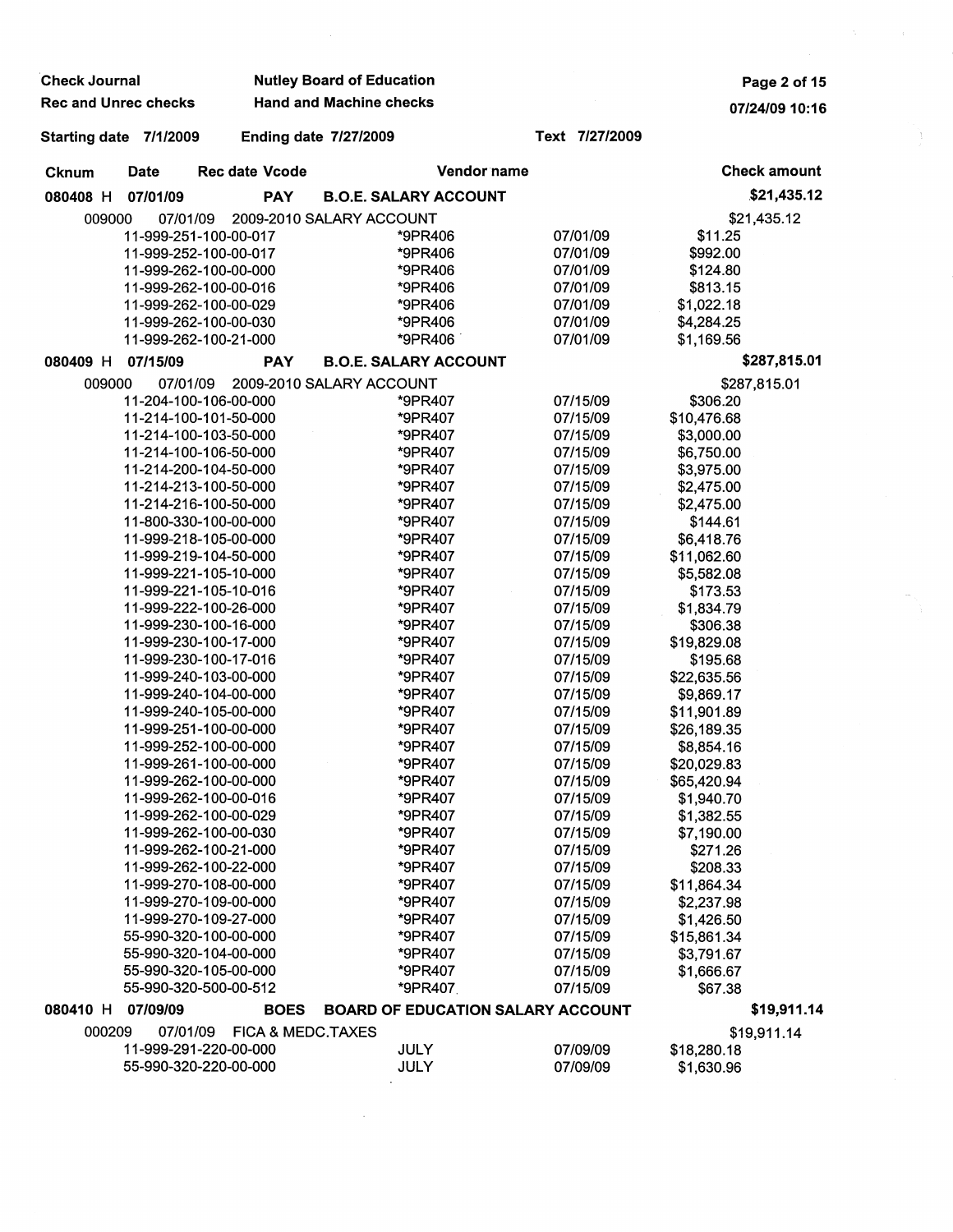**Check Journal** — **Nutley Board of Education**

**Rec and Unrec checks** — **Hand and Machine checks**

07/24/09 10:16

**Starting date 7/1/2009** **Ending date 7/27/2009** **Text 7/27/2009**

| Cknum | Date | Rec date Vcode | Vendor name | | Check amount |
|---|---|---|---|---|---|
| **080408 H** | **07/01/09** | **PAY** | **B.O.E. SALARY ACCOUNT** | | **$21,435.12** |
| 009000 | 07/01/09 | 2009-2010 SALARY ACCOUNT | | | $21,435.12 |
| | 11-999-251-100-00-017 | | *9PR406 | 07/01/09 | $11.25 |
| | 11-999-252-100-00-017 | | *9PR406 | 07/01/09 | $992.00 |
| | 11-999-262-100-00-000 | | *9PR406 | 07/01/09 | $124.80 |
| | 11-999-262-100-00-016 | | *9PR406 | 07/01/09 | $813.15 |
| | 11-999-262-100-00-029 | | *9PR406 | 07/01/09 | $1,022.18 |
| | 11-999-262-100-00-030 | | *9PR406 | 07/01/09 | $4,284.25 |
| | 11-999-262-100-21-000 | | *9PR406 | 07/01/09 | $1,169.56 |
| **080409 H** | **07/15/09** | **PAY** | **B.O.E. SALARY ACCOUNT** | | **$287,815.01** |
| 009000 | 07/01/09 | 2009-2010 SALARY ACCOUNT | | | $287,815.01 |
| | 11-204-100-106-00-000 | | *9PR407 | 07/15/09 | $306.20 |
| | 11-214-100-101-50-000 | | *9PR407 | 07/15/09 | $10,476.68 |
| | 11-214-100-103-50-000 | | *9PR407 | 07/15/09 | $3,000.00 |
| | 11-214-100-106-50-000 | | *9PR407 | 07/15/09 | $6,750.00 |
| | 11-214-200-104-50-000 | | *9PR407 | 07/15/09 | $3,975.00 |
| | 11-214-213-100-50-000 | | *9PR407 | 07/15/09 | $2,475.00 |
| | 11-214-216-100-50-000 | | *9PR407 | 07/15/09 | $2,475.00 |
| | 11-800-330-100-00-000 | | *9PR407 | 07/15/09 | $144.61 |
| | 11-999-218-105-00-000 | | *9PR407 | 07/15/09 | $6,418.76 |
| | 11-999-219-104-50-000 | | *9PR407 | 07/15/09 | $11,062.60 |
| | 11-999-221-105-10-000 | | *9PR407 | 07/15/09 | $5,582.08 |
| | 11-999-221-105-10-016 | | *9PR407 | 07/15/09 | $173.53 |
| | 11-999-222-100-26-000 | | *9PR407 | 07/15/09 | $1,834.79 |
| | 11-999-230-100-16-000 | | *9PR407 | 07/15/09 | $306.38 |
| | 11-999-230-100-17-000 | | *9PR407 | 07/15/09 | $19,829.08 |
| | 11-999-230-100-17-016 | | *9PR407 | 07/15/09 | $195.68 |
| | 11-999-240-103-00-000 | | *9PR407 | 07/15/09 | $22,635.56 |
| | 11-999-240-104-00-000 | | *9PR407 | 07/15/09 | $9,869.17 |
| | 11-999-240-105-00-000 | | *9PR407 | 07/15/09 | $11,901.89 |
| | 11-999-251-100-00-000 | | *9PR407 | 07/15/09 | $26,189.35 |
| | 11-999-252-100-00-000 | | *9PR407 | 07/15/09 | $8,854.16 |
| | 11-999-261-100-00-000 | | *9PR407 | 07/15/09 | $20,029.83 |
| | 11-999-262-100-00-000 | | *9PR407 | 07/15/09 | $65,420.94 |
| | 11-999-262-100-00-016 | | *9PR407 | 07/15/09 | $1,940.70 |
| | 11-999-262-100-00-029 | | *9PR407 | 07/15/09 | $1,382.55 |
| | 11-999-262-100-00-030 | | *9PR407 | 07/15/09 | $7,190.00 |
| | 11-999-262-100-21-000 | | *9PR407 | 07/15/09 | $271.26 |
| | 11-999-262-100-22-000 | | *9PR407 | 07/15/09 | $208.33 |
| | 11-999-270-108-00-000 | | *9PR407 | 07/15/09 | $11,864.34 |
| | 11-999-270-109-00-000 | | *9PR407 | 07/15/09 | $2,237.98 |
| | 11-999-270-109-27-000 | | *9PR407 | 07/15/09 | $1,426.50 |
| | 55-990-320-100-00-000 | | *9PR407 | 07/15/09 | $15,861.34 |
| | 55-990-320-104-00-000 | | *9PR407 | 07/15/09 | $3,791.67 |
| | 55-990-320-105-00-000 | | *9PR407 | 07/15/09 | $1,666.67 |
| | 55-990-320-500-00-512 | | *9PR407 | 07/15/09 | $67.38 |
| **080410 H** | **07/09/09** | **BOES** | **BOARD OF EDUCATION SALARY ACCOUNT** | | **$19,911.14** |
| 000209 | 07/01/09 | FICA & MEDC.TAXES | | | $19,911.14 |
| | 11-999-291-220-00-000 | | JULY | 07/09/09 | $18,280.18 |
| | 55-990-320-220-00-000 | | JULY | 07/09/09 | $1,630.96 |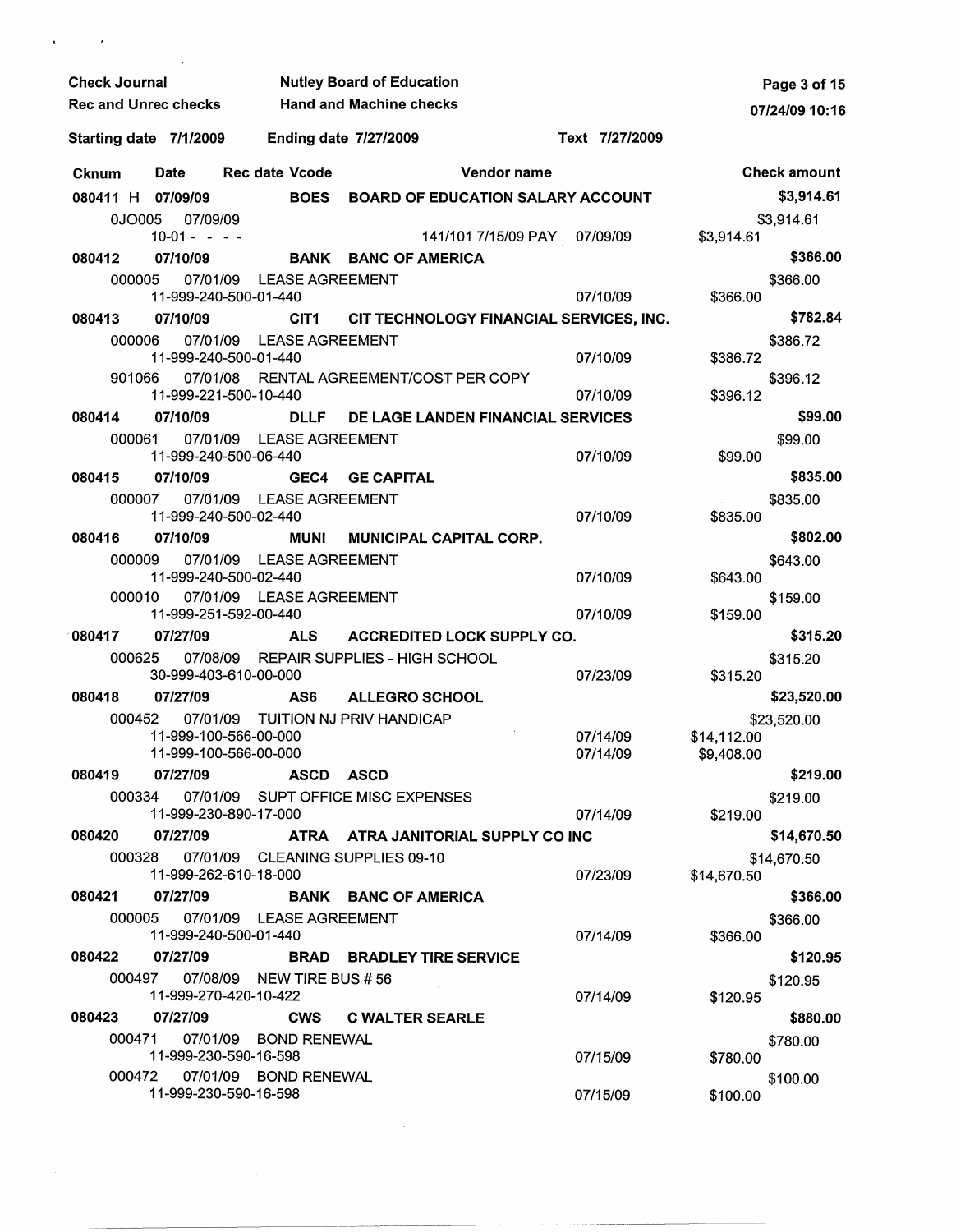**Check Journal** | **Nutley Board of Education**
**Rec and Unrec checks** | **Hand and Machine checks**

**Starting date 7/1/2009** | **Ending date 7/27/2009** | **Text 7/27/2009**

| Cknum | Date | Rec date | Vcode | Vendor name | | Check amount |
|---|---|---|---|---|---|---|
| **080411 H** | **07/09/09** | | **BOES** | **BOARD OF EDUCATION SALARY ACCOUNT** | | **$3,914.61** |
| 0JO005 | 07/09/09 | | | | | $3,914.61 |
| | 10-01 - - - - | | | 141/101 7/15/09 PAY | 07/09/09 | $3,914.61 |
| **080412** | **07/10/09** | | **BANK** | **BANC OF AMERICA** | | **$366.00** |
| 000005 | 07/01/09 | LEASE AGREEMENT | | | | $366.00 |
| | 11-999-240-500-01-440 | | | | 07/10/09 | $366.00 |
| **080413** | **07/10/09** | | **CIT1** | **CIT TECHNOLOGY FINANCIAL SERVICES, INC.** | | **$782.84** |
| 000006 | 07/01/09 | LEASE AGREEMENT | | | | $386.72 |
| | 11-999-240-500-01-440 | | | | 07/10/09 | $386.72 |
| 901066 | 07/01/08 | RENTAL AGREEMENT/COST PER COPY | | | | $396.12 |
| | 11-999-221-500-10-440 | | | | 07/10/09 | $396.12 |
| **080414** | **07/10/09** | | **DLLF** | **DE LAGE LANDEN FINANCIAL SERVICES** | | **$99.00** |
| 000061 | 07/01/09 | LEASE AGREEMENT | | | | $99.00 |
| | 11-999-240-500-06-440 | | | | 07/10/09 | $99.00 |
| **080415** | **07/10/09** | | **GEC4** | **GE CAPITAL** | | **$835.00** |
| 000007 | 07/01/09 | LEASE AGREEMENT | | | | $835.00 |
| | 11-999-240-500-02-440 | | | | 07/10/09 | $835.00 |
| **080416** | **07/10/09** | | **MUNI** | **MUNICIPAL CAPITAL CORP.** | | **$802.00** |
| 000009 | 07/01/09 | LEASE AGREEMENT | | | | $643.00 |
| | 11-999-240-500-02-440 | | | | 07/10/09 | $643.00 |
| 000010 | 07/01/09 | LEASE AGREEMENT | | | | $159.00 |
| | 11-999-251-592-00-440 | | | | 07/10/09 | $159.00 |
| **080417** | **07/27/09** | | **ALS** | **ACCREDITED LOCK SUPPLY CO.** | | **$315.20** |
| 000625 | 07/08/09 | REPAIR SUPPLIES - HIGH SCHOOL | | | | $315.20 |
| | 30-999-403-610-00-000 | | | | 07/23/09 | $315.20 |
| **080418** | **07/27/09** | | **AS6** | **ALLEGRO SCHOOL** | | **$23,520.00** |
| 000452 | 07/01/09 | TUITION NJ PRIV HANDICAP | | | | $23,520.00 |
| | 11-999-100-566-00-000 | | | | 07/14/09 | $14,112.00 |
| | 11-999-100-566-00-000 | | | | 07/14/09 | $9,408.00 |
| **080419** | **07/27/09** | | **ASCD** | **ASCD** | | **$219.00** |
| 000334 | 07/01/09 | SUPT OFFICE MISC EXPENSES | | | | $219.00 |
| | 11-999-230-890-17-000 | | | | 07/14/09 | $219.00 |
| **080420** | **07/27/09** | | **ATRA** | **ATRA JANITORIAL SUPPLY CO INC** | | **$14,670.50** |
| 000328 | 07/01/09 | CLEANING SUPPLIES 09-10 | | | | $14,670.50 |
| | 11-999-262-610-18-000 | | | | 07/23/09 | $14,670.50 |
| **080421** | **07/27/09** | | **BANK** | **BANC OF AMERICA** | | **$366.00** |
| 000005 | 07/01/09 | LEASE AGREEMENT | | | | $366.00 |
| | 11-999-240-500-01-440 | | | | 07/14/09 | $366.00 |
| **080422** | **07/27/09** | | **BRAD** | **BRADLEY TIRE SERVICE** | | **$120.95** |
| 000497 | 07/08/09 | NEW TIRE BUS # 56 | | | | $120.95 |
| | 11-999-270-420-10-422 | | | | 07/14/09 | $120.95 |
| **080423** | **07/27/09** | | **CWS** | **C WALTER SEARLE** | | **$880.00** |
| 000471 | 07/01/09 | BOND RENEWAL | | | | $780.00 |
| | 11-999-230-590-16-598 | | | | 07/15/09 | $780.00 |
| 000472 | 07/01/09 | BOND RENEWAL | | | | $100.00 |
| | 11-999-230-590-16-598 | | | | 07/15/09 | $100.00 |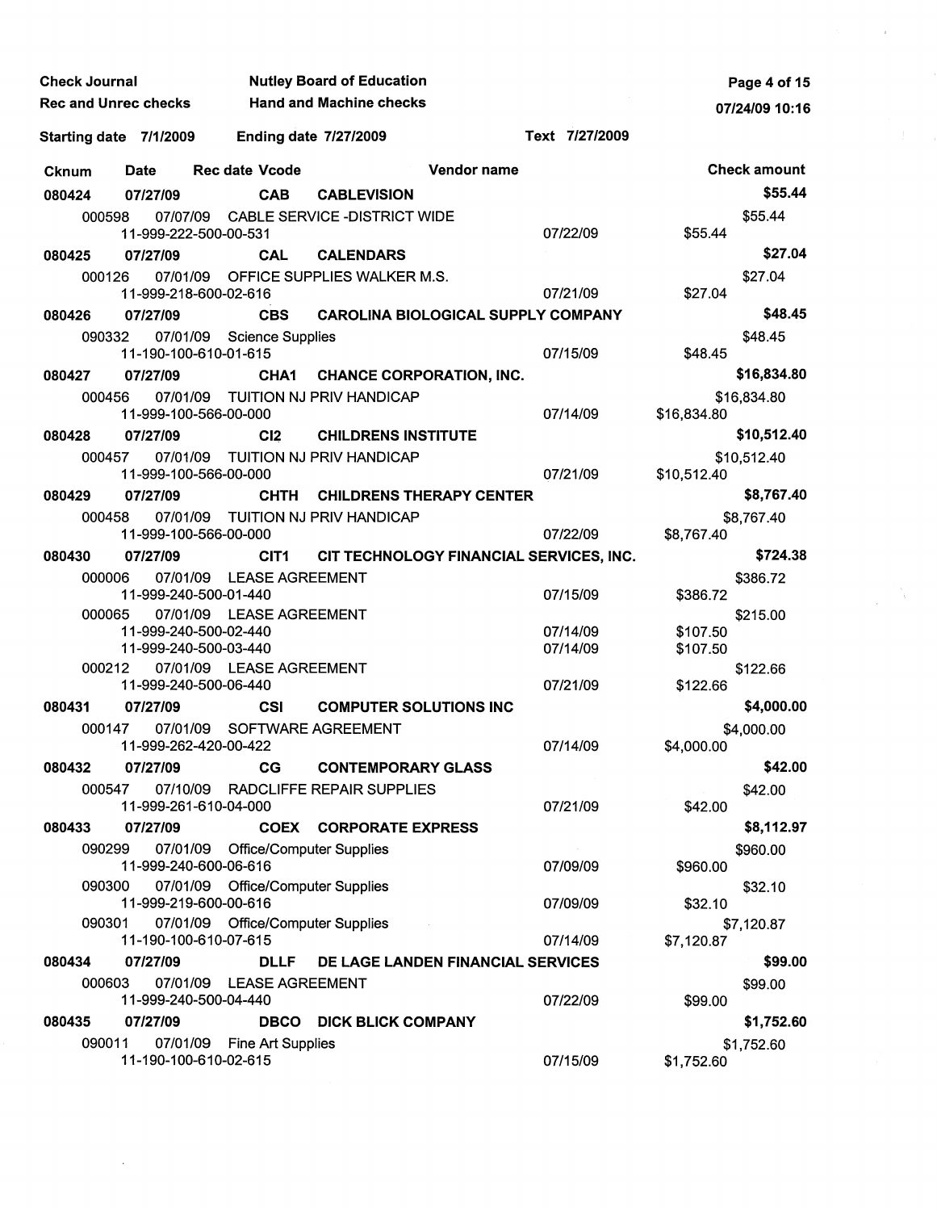Check Journal — Nutley Board of Education
Rec and Unrec checks — Hand and Machine checks

Starting date 7/1/2009 — Ending date 7/27/2009 — Text 7/27/2009

| Cknum | Date | Rec date | Vcode | Vendor name | | Check amount |
|---|---|---|---|---|---|---|
| **080424** | **07/27/09** | | **CAB** | **CABLEVISION** | | **$55.44** |
| 000598 | 07/07/09 | | | CABLE SERVICE -DISTRICT WIDE | | $55.44 |
| | 11-999-222-500-00-531 | | | | 07/22/09 | $55.44 |
| **080425** | **07/27/09** | | **CAL** | **CALENDARS** | | **$27.04** |
| 000126 | 07/01/09 | | | OFFICE SUPPLIES WALKER M.S. | | $27.04 |
| | 11-999-218-600-02-616 | | | | 07/21/09 | $27.04 |
| **080426** | **07/27/09** | | **CBS** | **CAROLINA BIOLOGICAL SUPPLY COMPANY** | | **$48.45** |
| 090332 | 07/01/09 | | | Science Supplies | | $48.45 |
| | 11-190-100-610-01-615 | | | | 07/15/09 | $48.45 |
| **080427** | **07/27/09** | | **CHA1** | **CHANCE CORPORATION, INC.** | | **$16,834.80** |
| 000456 | 07/01/09 | | | TUITION NJ PRIV HANDICAP | | $16,834.80 |
| | 11-999-100-566-00-000 | | | | 07/14/09 | $16,834.80 |
| **080428** | **07/27/09** | | **CI2** | **CHILDRENS INSTITUTE** | | **$10,512.40** |
| 000457 | 07/01/09 | | | TUITION NJ PRIV HANDICAP | | $10,512.40 |
| | 11-999-100-566-00-000 | | | | 07/21/09 | $10,512.40 |
| **080429** | **07/27/09** | | **CHTH** | **CHILDRENS THERAPY CENTER** | | **$8,767.40** |
| 000458 | 07/01/09 | | | TUITION NJ PRIV HANDICAP | | $8,767.40 |
| | 11-999-100-566-00-000 | | | | 07/22/09 | $8,767.40 |
| **080430** | **07/27/09** | | **CIT1** | **CIT TECHNOLOGY FINANCIAL SERVICES, INC.** | | **$724.38** |
| 000006 | 07/01/09 | | | LEASE AGREEMENT | | $386.72 |
| | 11-999-240-500-01-440 | | | | 07/15/09 | $386.72 |
| 000065 | 07/01/09 | | | LEASE AGREEMENT | | $215.00 |
| | 11-999-240-500-02-440 | | | | 07/14/09 | $107.50 |
| | 11-999-240-500-03-440 | | | | 07/14/09 | $107.50 |
| 000212 | 07/01/09 | | | LEASE AGREEMENT | | $122.66 |
| | 11-999-240-500-06-440 | | | | 07/21/09 | $122.66 |
| **080431** | **07/27/09** | | **CSI** | **COMPUTER SOLUTIONS INC** | | **$4,000.00** |
| 000147 | 07/01/09 | | | SOFTWARE AGREEMENT | | $4,000.00 |
| | 11-999-262-420-00-422 | | | | 07/14/09 | $4,000.00 |
| **080432** | **07/27/09** | | **CG** | **CONTEMPORARY GLASS** | | **$42.00** |
| 000547 | 07/10/09 | | | RADCLIFFE REPAIR SUPPLIES | | $42.00 |
| | 11-999-261-610-04-000 | | | | 07/21/09 | $42.00 |
| **080433** | **07/27/09** | | **COEX** | **CORPORATE EXPRESS** | | **$8,112.97** |
| 090299 | 07/01/09 | | | Office/Computer Supplies | | $960.00 |
| | 11-999-240-600-06-616 | | | | 07/09/09 | $960.00 |
| 090300 | 07/01/09 | | | Office/Computer Supplies | | $32.10 |
| | 11-999-219-600-00-616 | | | | 07/09/09 | $32.10 |
| 090301 | 07/01/09 | | | Office/Computer Supplies | | $7,120.87 |
| | 11-190-100-610-07-615 | | | | 07/14/09 | $7,120.87 |
| **080434** | **07/27/09** | | **DLLF** | **DE LAGE LANDEN FINANCIAL SERVICES** | | **$99.00** |
| 000603 | 07/01/09 | | | LEASE AGREEMENT | | $99.00 |
| | 11-999-240-500-04-440 | | | | 07/22/09 | $99.00 |
| **080435** | **07/27/09** | | **DBCO** | **DICK BLICK COMPANY** | | **$1,752.60** |
| 090011 | 07/01/09 | | | Fine Art Supplies | | $1,752.60 |
| | 11-190-100-610-02-615 | | | | 07/15/09 | $1,752.60 |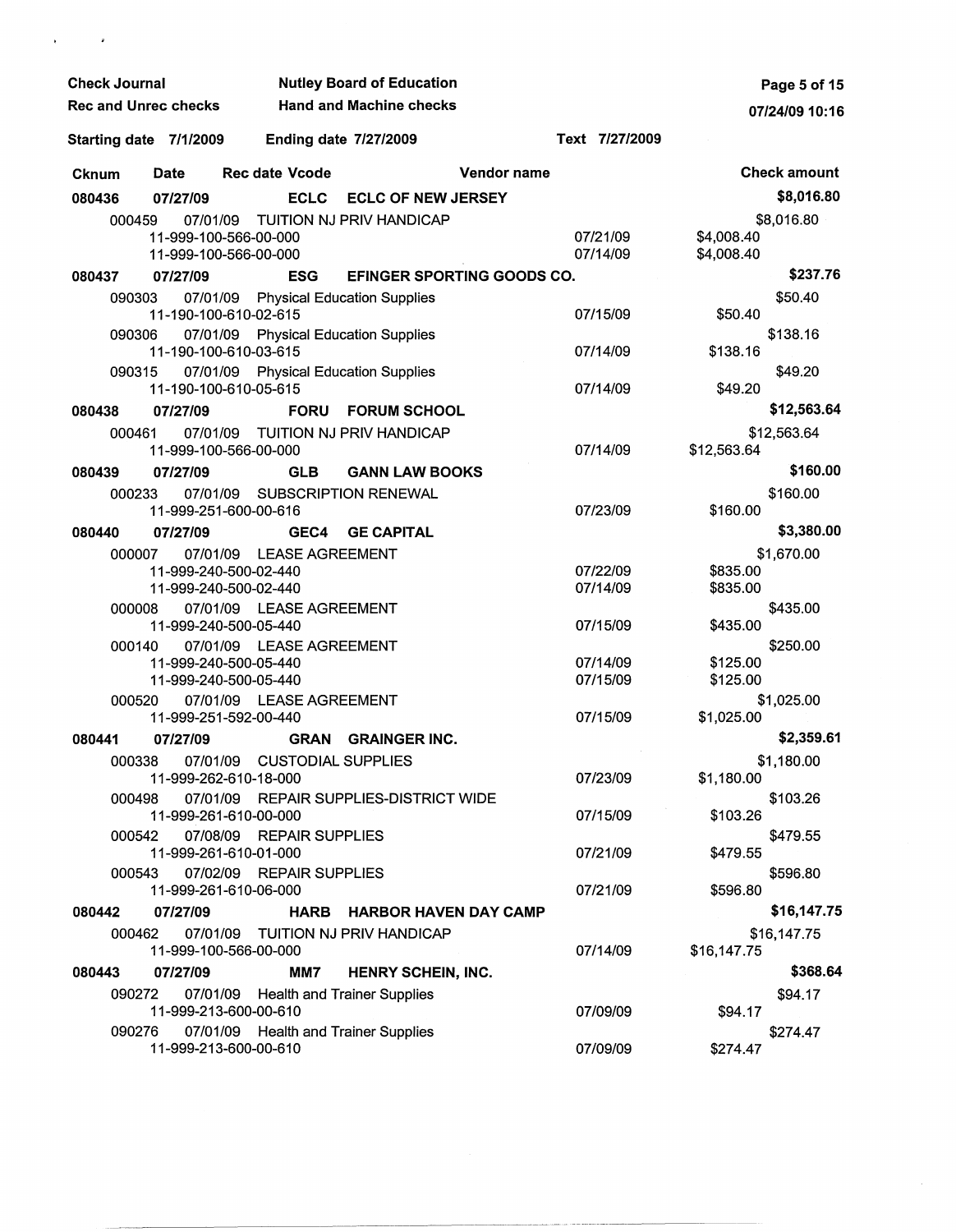**Check Journal** — **Nutley Board of Education**

**Rec and Unrec checks** — **Hand and Machine checks**

**Starting date 7/1/2009** — **Ending date 7/27/2009** — **Text 7/27/2009**

| Cknum | Date | Rec date | Vcode | Vendor name | | Check amount |
|---|---|---|---|---|---|---|
| **080436** | **07/27/09** | | **ECLC** | **ECLC OF NEW JERSEY** | | **$8,016.80** |
| 000459 | 07/01/09 | | | TUITION NJ PRIV HANDICAP | | $8,016.80 |
| | 11-999-100-566-00-000 | | | | 07/21/09 | $4,008.40 |
| | 11-999-100-566-00-000 | | | | 07/14/09 | $4,008.40 |
| **080437** | **07/27/09** | | **ESG** | **EFINGER SPORTING GOODS CO.** | | **$237.76** |
| 090303 | 07/01/09 | | | Physical Education Supplies | | $50.40 |
| | 11-190-100-610-02-615 | | | | 07/15/09 | $50.40 |
| 090306 | 07/01/09 | | | Physical Education Supplies | | $138.16 |
| | 11-190-100-610-03-615 | | | | 07/14/09 | $138.16 |
| 090315 | 07/01/09 | | | Physical Education Supplies | | $49.20 |
| | 11-190-100-610-05-615 | | | | 07/14/09 | $49.20 |
| **080438** | **07/27/09** | | **FORU** | **FORUM SCHOOL** | | **$12,563.64** |
| 000461 | 07/01/09 | | | TUITION NJ PRIV HANDICAP | | $12,563.64 |
| | 11-999-100-566-00-000 | | | | 07/14/09 | $12,563.64 |
| **080439** | **07/27/09** | | **GLB** | **GANN LAW BOOKS** | | **$160.00** |
| 000233 | 07/01/09 | | | SUBSCRIPTION RENEWAL | | $160.00 |
| | 11-999-251-600-00-616 | | | | 07/23/09 | $160.00 |
| **080440** | **07/27/09** | | **GEC4** | **GE CAPITAL** | | **$3,380.00** |
| 000007 | 07/01/09 | | | LEASE AGREEMENT | | $1,670.00 |
| | 11-999-240-500-02-440 | | | | 07/22/09 | $835.00 |
| | 11-999-240-500-02-440 | | | | 07/14/09 | $835.00 |
| 000008 | 07/01/09 | | | LEASE AGREEMENT | | $435.00 |
| | 11-999-240-500-05-440 | | | | 07/15/09 | $435.00 |
| 000140 | 07/01/09 | | | LEASE AGREEMENT | | $250.00 |
| | 11-999-240-500-05-440 | | | | 07/14/09 | $125.00 |
| | 11-999-240-500-05-440 | | | | 07/15/09 | $125.00 |
| 000520 | 07/01/09 | | | LEASE AGREEMENT | | $1,025.00 |
| | 11-999-251-592-00-440 | | | | 07/15/09 | $1,025.00 |
| **080441** | **07/27/09** | | **GRAN** | **GRAINGER INC.** | | **$2,359.61** |
| 000338 | 07/01/09 | | | CUSTODIAL SUPPLIES | | $1,180.00 |
| | 11-999-262-610-18-000 | | | | 07/23/09 | $1,180.00 |
| 000498 | 07/01/09 | | | REPAIR SUPPLIES-DISTRICT WIDE | | $103.26 |
| | 11-999-261-610-00-000 | | | | 07/15/09 | $103.26 |
| 000542 | 07/08/09 | | | REPAIR SUPPLIES | | $479.55 |
| | 11-999-261-610-01-000 | | | | 07/21/09 | $479.55 |
| 000543 | 07/02/09 | | | REPAIR SUPPLIES | | $596.80 |
| | 11-999-261-610-06-000 | | | | 07/21/09 | $596.80 |
| **080442** | **07/27/09** | | **HARB** | **HARBOR HAVEN DAY CAMP** | | **$16,147.75** |
| 000462 | 07/01/09 | | | TUITION NJ PRIV HANDICAP | | $16,147.75 |
| | 11-999-100-566-00-000 | | | | 07/14/09 | $16,147.75 |
| **080443** | **07/27/09** | | **MM7** | **HENRY SCHEIN, INC.** | | **$368.64** |
| 090272 | 07/01/09 | | | Health and Trainer Supplies | | $94.17 |
| | 11-999-213-600-00-610 | | | | 07/09/09 | $94.17 |
| 090276 | 07/01/09 | | | Health and Trainer Supplies | | $274.47 |
| | 11-999-213-600-00-610 | | | | 07/09/09 | $274.47 |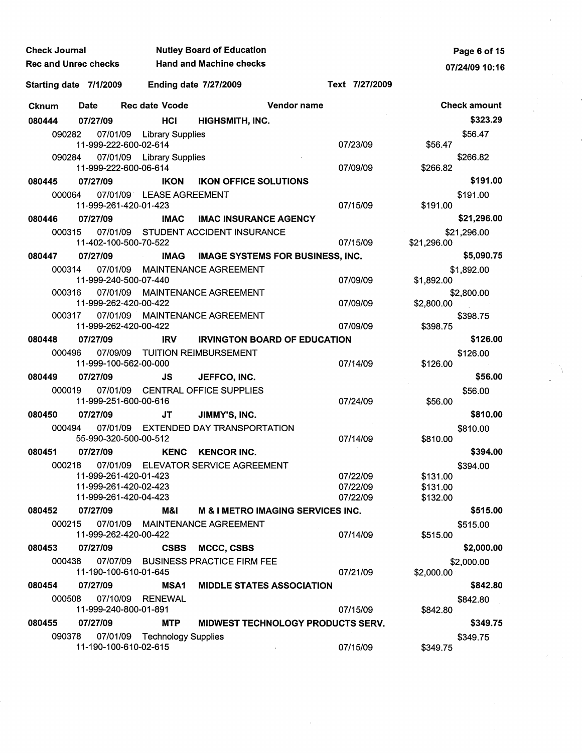**Check Journal** | **Nutley Board of Education**

**Rec and Unrec checks** | **Hand and Machine checks**

**07/24/09 10:16**

**Starting date 7/1/2009** **Ending date 7/27/2009** **Text 7/27/2009**

| Cknum | Date | Rec date | Vcode | Vendor name | | Check amount |
|---|---|---|---|---|---|---|
| **080444** | **07/27/09** | | **HCI** | **HIGHSMITH, INC.** | | **$323.29** |
| 090282 | 07/01/09 | | | Library Supplies | | $56.47 |
| | 11-999-222-600-02-614 | | | | 07/23/09 | $56.47 |
| 090284 | 07/01/09 | | | Library Supplies | | $266.82 |
| | 11-999-222-600-06-614 | | | | 07/09/09 | $266.82 |
| **080445** | **07/27/09** | | **IKON** | **IKON OFFICE SOLUTIONS** | | **$191.00** |
| 000064 | 07/01/09 | | | LEASE AGREEMENT | | $191.00 |
| | 11-999-261-420-01-423 | | | | 07/15/09 | $191.00 |
| **080446** | **07/27/09** | | **IMAC** | **IMAC INSURANCE AGENCY** | | **$21,296.00** |
| 000315 | 07/01/09 | | | STUDENT ACCIDENT INSURANCE | | $21,296.00 |
| | 11-402-100-500-70-522 | | | | 07/15/09 | $21,296.00 |
| **080447** | **07/27/09** | | **IMAG** | **IMAGE SYSTEMS FOR BUSINESS, INC.** | | **$5,090.75** |
| 000314 | 07/01/09 | | | MAINTENANCE AGREEMENT | | $1,892.00 |
| | 11-999-240-500-07-440 | | | | 07/09/09 | $1,892.00 |
| 000316 | 07/01/09 | | | MAINTENANCE AGREEMENT | | $2,800.00 |
| | 11-999-262-420-00-422 | | | | 07/09/09 | $2,800.00 |
| 000317 | 07/01/09 | | | MAINTENANCE AGREEMENT | | $398.75 |
| | 11-999-262-420-00-422 | | | | 07/09/09 | $398.75 |
| **080448** | **07/27/09** | | **IRV** | **IRVINGTON BOARD OF EDUCATION** | | **$126.00** |
| 000496 | 07/09/09 | | | TUITION REIMBURSEMENT | | $126.00 |
| | 11-999-100-562-00-000 | | | | 07/14/09 | $126.00 |
| **080449** | **07/27/09** | | **JS** | **JEFFCO, INC.** | | **$56.00** |
| 000019 | 07/01/09 | | | CENTRAL OFFICE SUPPLIES | | $56.00 |
| | 11-999-251-600-00-616 | | | | 07/24/09 | $56.00 |
| **080450** | **07/27/09** | | **JT** | **JIMMY'S, INC.** | | **$810.00** |
| 000494 | 07/01/09 | | | EXTENDED DAY TRANSPORTATION | | $810.00 |
| | 55-990-320-500-00-512 | | | | 07/14/09 | $810.00 |
| **080451** | **07/27/09** | | **KENC** | **KENCOR INC.** | | **$394.00** |
| 000218 | 07/01/09 | | | ELEVATOR SERVICE AGREEMENT | | $394.00 |
| | 11-999-261-420-01-423 | | | | 07/22/09 | $131.00 |
| | 11-999-261-420-02-423 | | | | 07/22/09 | $131.00 |
| | 11-999-261-420-04-423 | | | | 07/22/09 | $132.00 |
| **080452** | **07/27/09** | | **M&I** | **M & I METRO IMAGING SERVICES INC.** | | **$515.00** |
| 000215 | 07/01/09 | | | MAINTENANCE AGREEMENT | | $515.00 |
| | 11-999-262-420-00-422 | | | | 07/14/09 | $515.00 |
| **080453** | **07/27/09** | | **CSBS** | **MCCC, CSBS** | | **$2,000.00** |
| 000438 | 07/07/09 | | | BUSINESS PRACTICE FIRM FEE | | $2,000.00 |
| | 11-190-100-610-01-645 | | | | 07/21/09 | $2,000.00 |
| **080454** | **07/27/09** | | **MSA1** | **MIDDLE STATES ASSOCIATION** | | **$842.80** |
| 000508 | 07/10/09 | | | RENEWAL | | $842.80 |
| | 11-999-240-800-01-891 | | | | 07/15/09 | $842.80 |
| **080455** | **07/27/09** | | **MTP** | **MIDWEST TECHNOLOGY PRODUCTS SERV.** | | **$349.75** |
| 090378 | 07/01/09 | | | Technology Supplies | | $349.75 |
| | 11-190-100-610-02-615 | | | | 07/15/09 | $349.75 |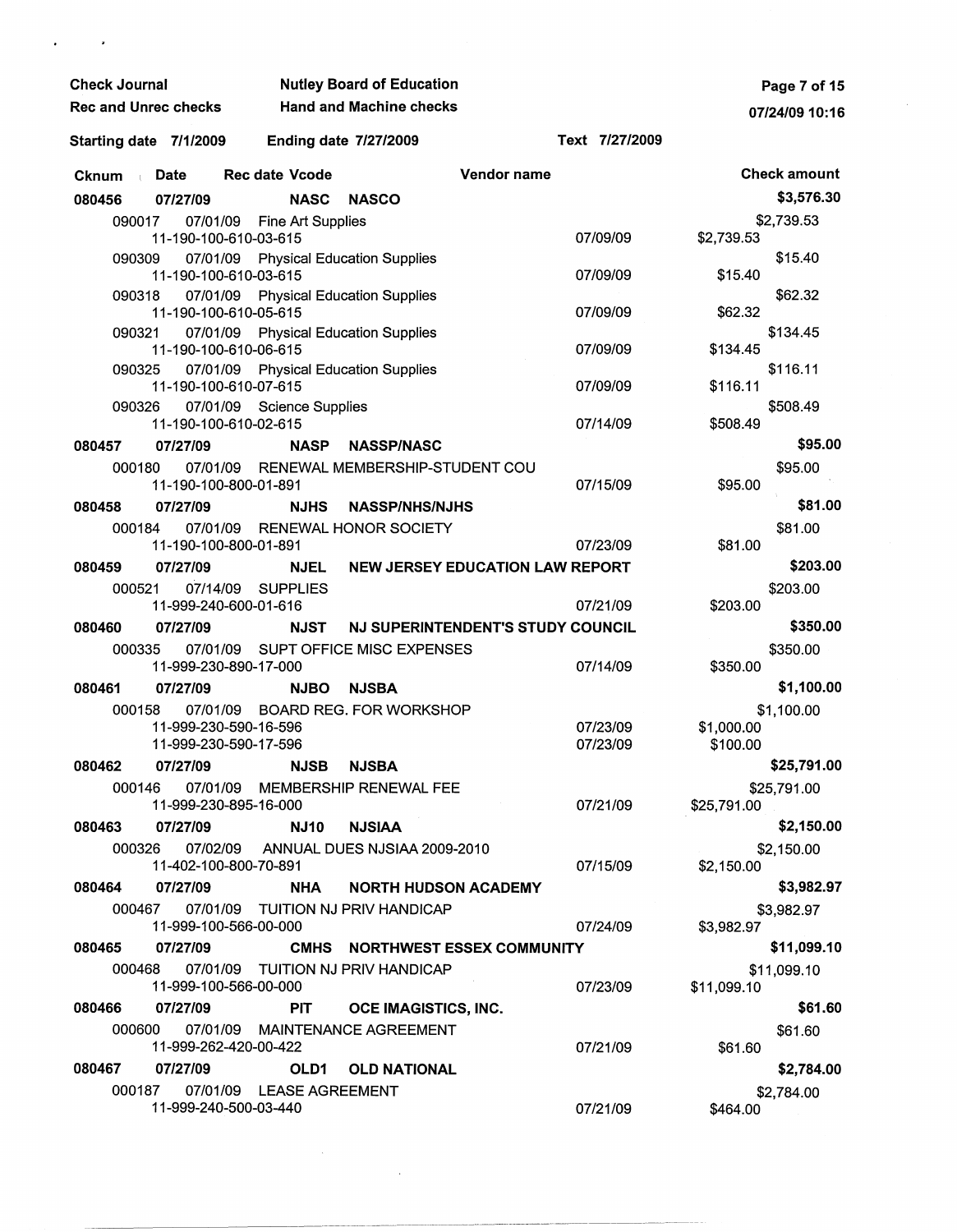**Check Journal** | **Nutley Board of Education**
**Rec and Unrec checks** | **Hand and Machine checks**
07/24/09 10:16

**Starting date 7/1/2009** | **Ending date 7/27/2009** | **Text 7/27/2009**

| Cknum | Date | Rec date | Vcode | Vendor name | | Check amount |
|---|---|---|---|---|---|---|
| **080456** | **07/27/09** | | **NASC** | **NASCO** | | **$3,576.30** |
| 090017 | 07/01/09 | | | Fine Art Supplies | | $2,739.53 |
| | 11-190-100-610-03-615 | | | | 07/09/09 | $2,739.53 |
| 090309 | 07/01/09 | | | Physical Education Supplies | | $15.40 |
| | 11-190-100-610-03-615 | | | | 07/09/09 | $15.40 |
| 090318 | 07/01/09 | | | Physical Education Supplies | | $62.32 |
| | 11-190-100-610-05-615 | | | | 07/09/09 | $62.32 |
| 090321 | 07/01/09 | | | Physical Education Supplies | | $134.45 |
| | 11-190-100-610-06-615 | | | | 07/09/09 | $134.45 |
| 090325 | 07/01/09 | | | Physical Education Supplies | | $116.11 |
| | 11-190-100-610-07-615 | | | | 07/09/09 | $116.11 |
| 090326 | 07/01/09 | | | Science Supplies | | $508.49 |
| | 11-190-100-610-02-615 | | | | 07/14/09 | $508.49 |
| **080457** | **07/27/09** | | **NASP** | **NASSP/NASC** | | **$95.00** |
| 000180 | 07/01/09 | | | RENEWAL MEMBERSHIP-STUDENT COU | | $95.00 |
| | 11-190-100-800-01-891 | | | | 07/15/09 | $95.00 |
| **080458** | **07/27/09** | | **NJHS** | **NASSP/NHS/NJHS** | | **$81.00** |
| 000184 | 07/01/09 | | | RENEWAL HONOR SOCIETY | | $81.00 |
| | 11-190-100-800-01-891 | | | | 07/23/09 | $81.00 |
| **080459** | **07/27/09** | | **NJEL** | **NEW JERSEY EDUCATION LAW REPORT** | | **$203.00** |
| 000521 | 07/14/09 | | | SUPPLIES | | $203.00 |
| | 11-999-240-600-01-616 | | | | 07/21/09 | $203.00 |
| **080460** | **07/27/09** | | **NJST** | **NJ SUPERINTENDENT'S STUDY COUNCIL** | | **$350.00** |
| 000335 | 07/01/09 | | | SUPT OFFICE MISC EXPENSES | | $350.00 |
| | 11-999-230-890-17-000 | | | | 07/14/09 | $350.00 |
| **080461** | **07/27/09** | | **NJBO** | **NJSBA** | | **$1,100.00** |
| 000158 | 07/01/09 | | | BOARD REG. FOR WORKSHOP | | $1,100.00 |
| | 11-999-230-590-16-596 | | | | 07/23/09 | $1,000.00 |
| | 11-999-230-590-17-596 | | | | 07/23/09 | $100.00 |
| **080462** | **07/27/09** | | **NJSB** | **NJSBA** | | **$25,791.00** |
| 000146 | 07/01/09 | | | MEMBERSHIP RENEWAL FEE | | $25,791.00 |
| | 11-999-230-895-16-000 | | | | 07/21/09 | $25,791.00 |
| **080463** | **07/27/09** | | **NJ10** | **NJSIAA** | | **$2,150.00** |
| 000326 | 07/02/09 | | | ANNUAL DUES NJSIAA 2009-2010 | | $2,150.00 |
| | 11-402-100-800-70-891 | | | | 07/15/09 | $2,150.00 |
| **080464** | **07/27/09** | | **NHA** | **NORTH HUDSON ACADEMY** | | **$3,982.97** |
| 000467 | 07/01/09 | | | TUITION NJ PRIV HANDICAP | | $3,982.97 |
| | 11-999-100-566-00-000 | | | | 07/24/09 | $3,982.97 |
| **080465** | **07/27/09** | | **CMHS** | **NORTHWEST ESSEX COMMUNITY** | | **$11,099.10** |
| 000468 | 07/01/09 | | | TUITION NJ PRIV HANDICAP | | $11,099.10 |
| | 11-999-100-566-00-000 | | | | 07/23/09 | $11,099.10 |
| **080466** | **07/27/09** | | **PIT** | **OCE IMAGISTICS, INC.** | | **$61.60** |
| 000600 | 07/01/09 | | | MAINTENANCE AGREEMENT | | $61.60 |
| | 11-999-262-420-00-422 | | | | 07/21/09 | $61.60 |
| **080467** | **07/27/09** | | **OLD1** | **OLD NATIONAL** | | **$2,784.00** |
| 000187 | 07/01/09 | | | LEASE AGREEMENT | | $2,784.00 |
| | 11-999-240-500-03-440 | | | | 07/21/09 | $464.00 |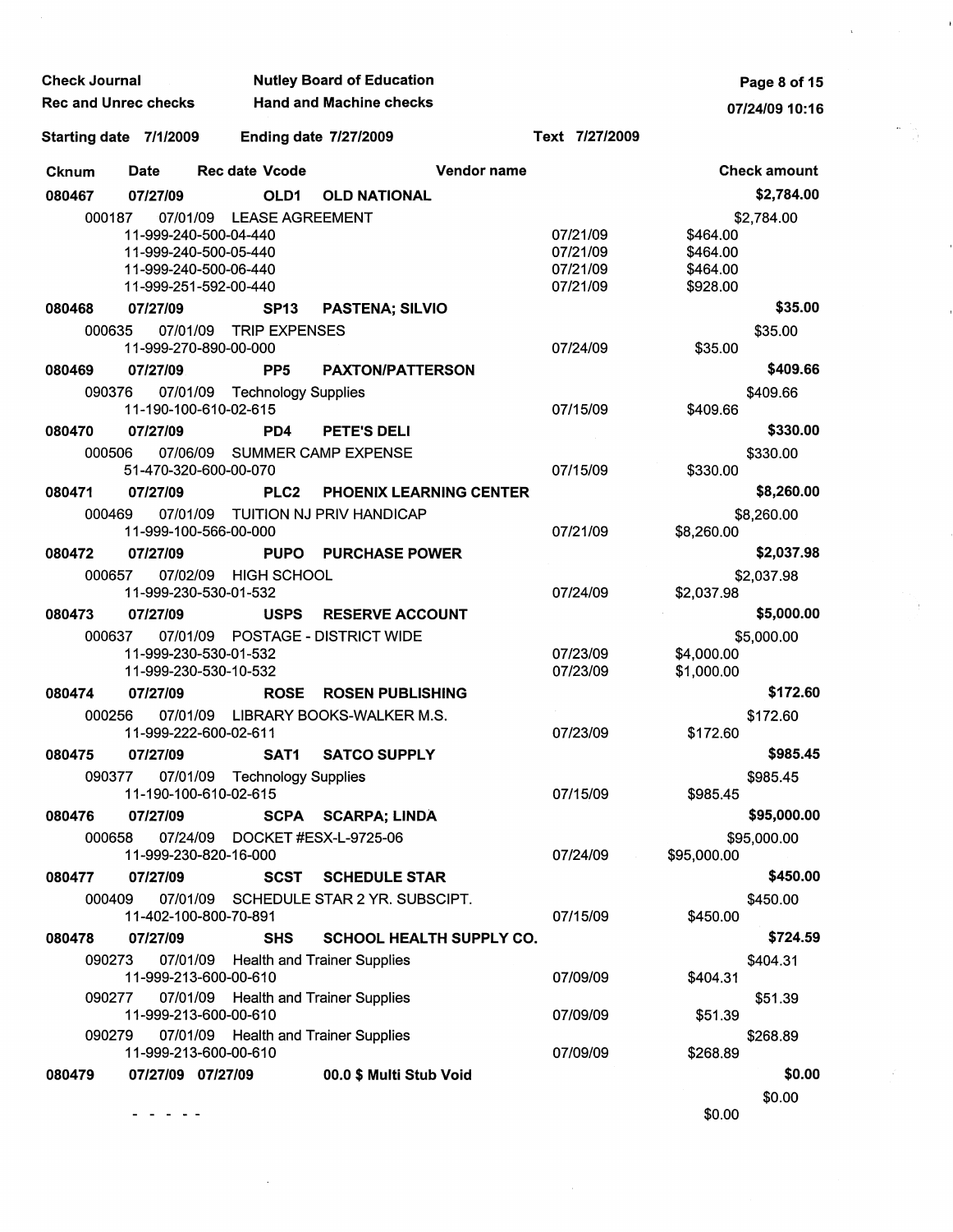Check Journal — Nutley Board of Education
Rec and Unrec checks — Hand and Machine checks

Starting date 7/1/2009 — Ending date 7/27/2009 — Text 7/27/2009

| Cknum | Date | Rec date | Vcode | Vendor name | | Check amount |
|---|---|---|---|---|---|---|
| **080467** | **07/27/09** | | **OLD1** | **OLD NATIONAL** | | **$2,784.00** |
| 000187 | 07/01/09 | | | LEASE AGREEMENT | | $2,784.00 |
| | 11-999-240-500-04-440 | | | | 07/21/09 | $464.00 |
| | 11-999-240-500-05-440 | | | | 07/21/09 | $464.00 |
| | 11-999-240-500-06-440 | | | | 07/21/09 | $464.00 |
| | 11-999-251-592-00-440 | | | | 07/21/09 | $928.00 |
| **080468** | **07/27/09** | | **SP13** | **PASTENA; SILVIO** | | **$35.00** |
| 000635 | 07/01/09 | | | TRIP EXPENSES | | $35.00 |
| | 11-999-270-890-00-000 | | | | 07/24/09 | $35.00 |
| **080469** | **07/27/09** | | **PP5** | **PAXTON/PATTERSON** | | **$409.66** |
| 090376 | 07/01/09 | | | Technology Supplies | | $409.66 |
| | 11-190-100-610-02-615 | | | | 07/15/09 | $409.66 |
| **080470** | **07/27/09** | | **PD4** | **PETE'S DELI** | | **$330.00** |
| 000506 | 07/06/09 | | | SUMMER CAMP EXPENSE | | $330.00 |
| | 51-470-320-600-00-070 | | | | 07/15/09 | $330.00 |
| **080471** | **07/27/09** | | **PLC2** | **PHOENIX LEARNING CENTER** | | **$8,260.00** |
| 000469 | 07/01/09 | | | TUITION NJ PRIV HANDICAP | | $8,260.00 |
| | 11-999-100-566-00-000 | | | | 07/21/09 | $8,260.00 |
| **080472** | **07/27/09** | | **PUPO** | **PURCHASE POWER** | | **$2,037.98** |
| 000657 | 07/02/09 | | | HIGH SCHOOL | | $2,037.98 |
| | 11-999-230-530-01-532 | | | | 07/24/09 | $2,037.98 |
| **080473** | **07/27/09** | | **USPS** | **RESERVE ACCOUNT** | | **$5,000.00** |
| 000637 | 07/01/09 | | | POSTAGE - DISTRICT WIDE | | $5,000.00 |
| | 11-999-230-530-01-532 | | | | 07/23/09 | $4,000.00 |
| | 11-999-230-530-10-532 | | | | 07/23/09 | $1,000.00 |
| **080474** | **07/27/09** | | **ROSE** | **ROSEN PUBLISHING** | | **$172.60** |
| 000256 | 07/01/09 | | | LIBRARY BOOKS-WALKER M.S. | | $172.60 |
| | 11-999-222-600-02-611 | | | | 07/23/09 | $172.60 |
| **080475** | **07/27/09** | | **SAT1** | **SATCO SUPPLY** | | **$985.45** |
| 090377 | 07/01/09 | | | Technology Supplies | | $985.45 |
| | 11-190-100-610-02-615 | | | | 07/15/09 | $985.45 |
| **080476** | **07/27/09** | | **SCPA** | **SCARPA; LINDA** | | **$95,000.00** |
| 000658 | 07/24/09 | | | DOCKET #ESX-L-9725-06 | | $95,000.00 |
| | 11-999-230-820-16-000 | | | | 07/24/09 | $95,000.00 |
| **080477** | **07/27/09** | | **SCST** | **SCHEDULE STAR** | | **$450.00** |
| 000409 | 07/01/09 | | | SCHEDULE STAR 2 YR. SUBSCIPT. | | $450.00 |
| | 11-402-100-800-70-891 | | | | 07/15/09 | $450.00 |
| **080478** | **07/27/09** | | **SHS** | **SCHOOL HEALTH SUPPLY CO.** | | **$724.59** |
| 090273 | 07/01/09 | | | Health and Trainer Supplies | | $404.31 |
| | 11-999-213-600-00-610 | | | | 07/09/09 | $404.31 |
| 090277 | 07/01/09 | | | Health and Trainer Supplies | | $51.39 |
| | 11-999-213-600-00-610 | | | | 07/09/09 | $51.39 |
| 090279 | 07/01/09 | | | Health and Trainer Supplies | | $268.89 |
| | 11-999-213-600-00-610 | | | | 07/09/09 | $268.89 |
| **080479** | **07/27/09** | **07/27/09** | | **00.0 $ Multi Stub Void** | | **$0.00** |
| | | | | | | $0.00 |
| | - - - - - - | | | | | $0.00 |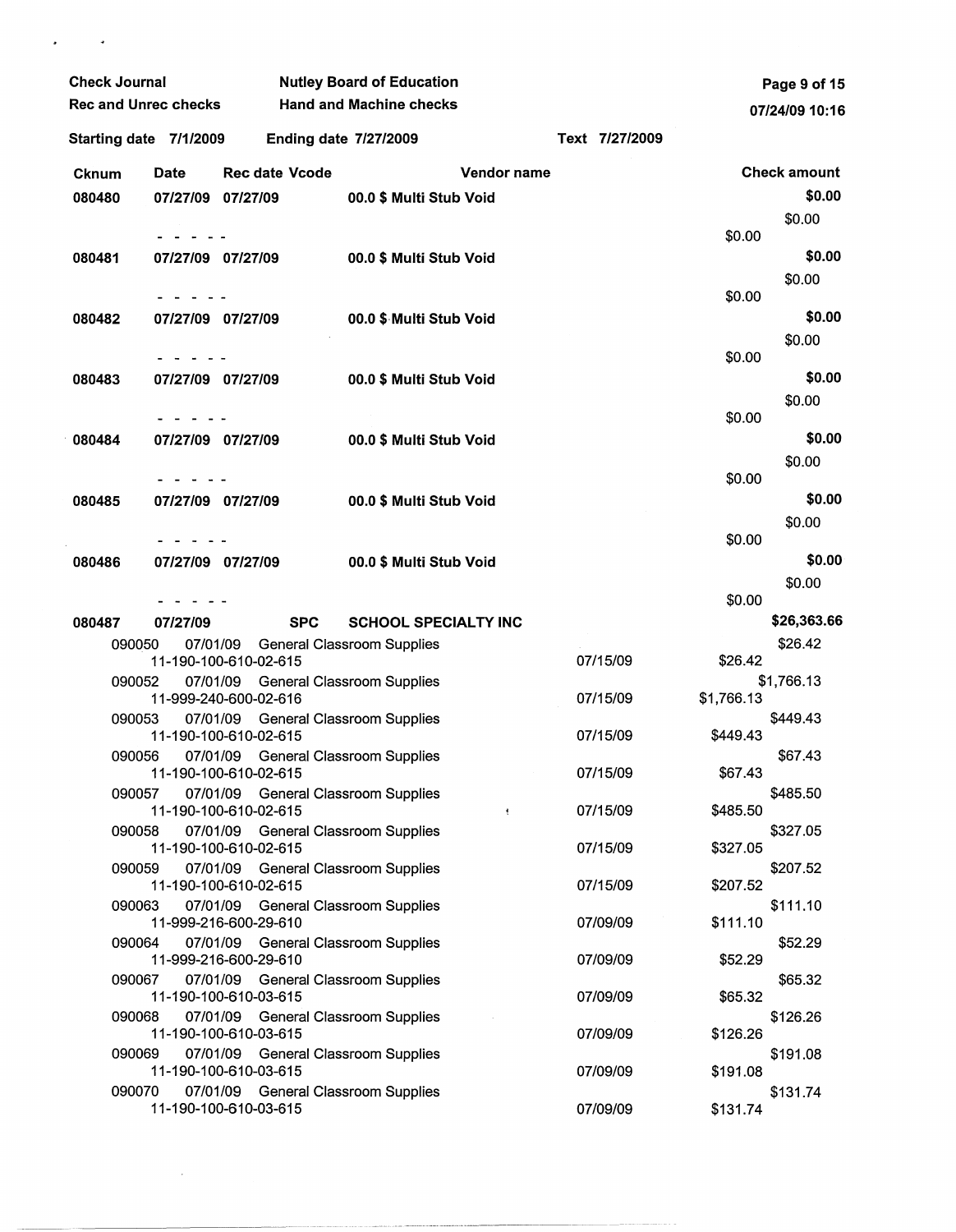| Cknum | Date | Rec date | Vcode | Vendor name | | | Check amount |
|---|---|---|---|---|---|---|---|
| 080480 | 07/27/09 | 07/27/09 | | 00.0 $ Multi Stub Void | | | $0.00 |
| | | | | | | | $0.00 |
| | - - - - - | | | | | $0.00 | |
| 080481 | 07/27/09 | 07/27/09 | | 00.0 $ Multi Stub Void | | | $0.00 |
| | | | | | | | $0.00 |
| | - - - - - | | | | | $0.00 | |
| 080482 | 07/27/09 | 07/27/09 | | 00.0 $ Multi Stub Void | | | $0.00 |
| | | | | | | | $0.00 |
| | - - - - - | | | | | $0.00 | |
| 080483 | 07/27/09 | 07/27/09 | | 00.0 $ Multi Stub Void | | | $0.00 |
| | | | | | | | $0.00 |
| | - - - - - | | | | | $0.00 | |
| 080484 | 07/27/09 | 07/27/09 | | 00.0 $ Multi Stub Void | | | $0.00 |
| | | | | | | | $0.00 |
| | - - - - - | | | | | $0.00 | |
| 080485 | 07/27/09 | 07/27/09 | | 00.0 $ Multi Stub Void | | | $0.00 |
| | | | | | | | $0.00 |
| | - - - - - | | | | | $0.00 | |
| 080486 | 07/27/09 | 07/27/09 | | 00.0 $ Multi Stub Void | | | $0.00 |
| | | | | | | | $0.00 |
| | - - - - - | | | | | $0.00 | |
| 080487 | 07/27/09 | | SPC | SCHOOL SPECIALTY INC | | | $26,363.66 |
| 090050 | 07/01/09 | | | General Classroom Supplies | | | $26.42 |
| | 11-190-100-610-02-615 | | | | 07/15/09 | $26.42 | |
| 090052 | 07/01/09 | | | General Classroom Supplies | | | $1,766.13 |
| | 11-999-240-600-02-616 | | | | 07/15/09 | $1,766.13 | |
| 090053 | 07/01/09 | | | General Classroom Supplies | | | $449.43 |
| | 11-190-100-610-02-615 | | | | 07/15/09 | $449.43 | |
| 090056 | 07/01/09 | | | General Classroom Supplies | | | $67.43 |
| | 11-190-100-610-02-615 | | | | 07/15/09 | $67.43 | |
| 090057 | 07/01/09 | | | General Classroom Supplies | | | $485.50 |
| | 11-190-100-610-02-615 | | | | 07/15/09 | $485.50 | |
| 090058 | 07/01/09 | | | General Classroom Supplies | | | $327.05 |
| | 11-190-100-610-02-615 | | | | 07/15/09 | $327.05 | |
| 090059 | 07/01/09 | | | General Classroom Supplies | | | $207.52 |
| | 11-190-100-610-02-615 | | | | 07/15/09 | $207.52 | |
| 090063 | 07/01/09 | | | General Classroom Supplies | | | $111.10 |
| | 11-999-216-600-29-610 | | | | 07/09/09 | $111.10 | |
| 090064 | 07/01/09 | | | General Classroom Supplies | | | $52.29 |
| | 11-999-216-600-29-610 | | | | 07/09/09 | $52.29 | |
| 090067 | 07/01/09 | | | General Classroom Supplies | | | $65.32 |
| | 11-190-100-610-03-615 | | | | 07/09/09 | $65.32 | |
| 090068 | 07/01/09 | | | General Classroom Supplies | | | $126.26 |
| | 11-190-100-610-03-615 | | | | 07/09/09 | $126.26 | |
| 090069 | 07/01/09 | | | General Classroom Supplies | | | $191.08 |
| | 11-190-100-610-03-615 | | | | 07/09/09 | $191.08 | |
| 090070 | 07/01/09 | | | General Classroom Supplies | | | $131.74 |
| | 11-190-100-610-03-615 | | | | 07/09/09 | $131.74 | |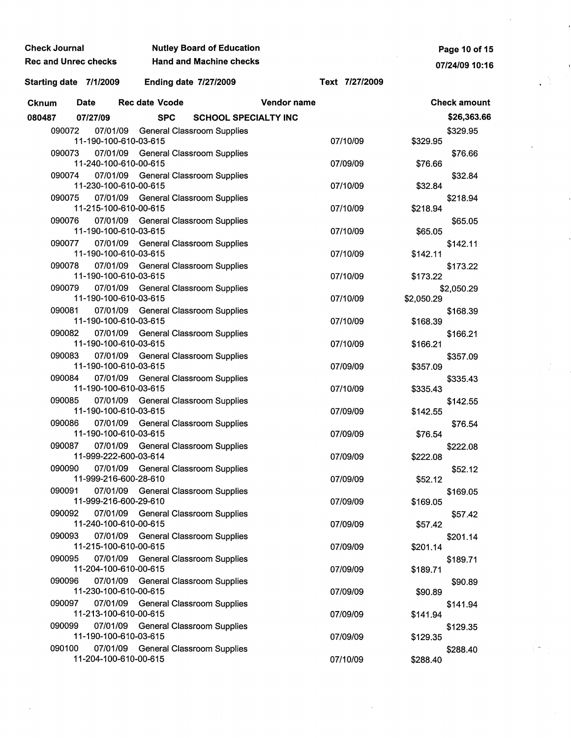Check Journal — Nutley Board of Education

Rec and Unrec checks — Hand and Machine checks

Starting date 7/1/2009 — Ending date 7/27/2009 — Text 7/27/2009

| Cknum | Date | Rec date | Vcode | Vendor name | | Check amount |
|---|---|---|---|---|---|---|
| 080487 | 07/27/09 | | SPC | SCHOOL SPECIALTY INC | | $26,363.66 |
| 090072 | 07/01/09 | | | General Classroom Supplies | | $329.95 |
| | 11-190-100-610-03-615 | | | | 07/10/09 | $329.95 |
| 090073 | 07/01/09 | | | General Classroom Supplies | | $76.66 |
| | 11-240-100-610-00-615 | | | | 07/09/09 | $76.66 |
| 090074 | 07/01/09 | | | General Classroom Supplies | | $32.84 |
| | 11-230-100-610-00-615 | | | | 07/10/09 | $32.84 |
| 090075 | 07/01/09 | | | General Classroom Supplies | | $218.94 |
| | 11-215-100-610-00-615 | | | | 07/10/09 | $218.94 |
| 090076 | 07/01/09 | | | General Classroom Supplies | | $65.05 |
| | 11-190-100-610-03-615 | | | | 07/10/09 | $65.05 |
| 090077 | 07/01/09 | | | General Classroom Supplies | | $142.11 |
| | 11-190-100-610-03-615 | | | | 07/10/09 | $142.11 |
| 090078 | 07/01/09 | | | General Classroom Supplies | | $173.22 |
| | 11-190-100-610-03-615 | | | | 07/10/09 | $173.22 |
| 090079 | 07/01/09 | | | General Classroom Supplies | | $2,050.29 |
| | 11-190-100-610-03-615 | | | | 07/10/09 | $2,050.29 |
| 090081 | 07/01/09 | | | General Classroom Supplies | | $168.39 |
| | 11-190-100-610-03-615 | | | | 07/10/09 | $168.39 |
| 090082 | 07/01/09 | | | General Classroom Supplies | | $166.21 |
| | 11-190-100-610-03-615 | | | | 07/10/09 | $166.21 |
| 090083 | 07/01/09 | | | General Classroom Supplies | | $357.09 |
| | 11-190-100-610-03-615 | | | | 07/09/09 | $357.09 |
| 090084 | 07/01/09 | | | General Classroom Supplies | | $335.43 |
| | 11-190-100-610-03-615 | | | | 07/10/09 | $335.43 |
| 090085 | 07/01/09 | | | General Classroom Supplies | | $142.55 |
| | 11-190-100-610-03-615 | | | | 07/09/09 | $142.55 |
| 090086 | 07/01/09 | | | General Classroom Supplies | | $76.54 |
| | 11-190-100-610-03-615 | | | | 07/09/09 | $76.54 |
| 090087 | 07/01/09 | | | General Classroom Supplies | | $222.08 |
| | 11-999-222-600-03-614 | | | | 07/09/09 | $222.08 |
| 090090 | 07/01/09 | | | General Classroom Supplies | | $52.12 |
| | 11-999-216-600-28-610 | | | | 07/09/09 | $52.12 |
| 090091 | 07/01/09 | | | General Classroom Supplies | | $169.05 |
| | 11-999-216-600-29-610 | | | | 07/09/09 | $169.05 |
| 090092 | 07/01/09 | | | General Classroom Supplies | | $57.42 |
| | 11-240-100-610-00-615 | | | | 07/09/09 | $57.42 |
| 090093 | 07/01/09 | | | General Classroom Supplies | | $201.14 |
| | 11-215-100-610-00-615 | | | | 07/09/09 | $201.14 |
| 090095 | 07/01/09 | | | General Classroom Supplies | | $189.71 |
| | 11-204-100-610-00-615 | | | | 07/09/09 | $189.71 |
| 090096 | 07/01/09 | | | General Classroom Supplies | | $90.89 |
| | 11-230-100-610-00-615 | | | | 07/09/09 | $90.89 |
| 090097 | 07/01/09 | | | General Classroom Supplies | | $141.94 |
| | 11-213-100-610-00-615 | | | | 07/09/09 | $141.94 |
| 090099 | 07/01/09 | | | General Classroom Supplies | | $129.35 |
| | 11-190-100-610-03-615 | | | | 07/09/09 | $129.35 |
| 090100 | 07/01/09 | | | General Classroom Supplies | | $288.40 |
| | 11-204-100-610-00-615 | | | | 07/10/09 | $288.40 |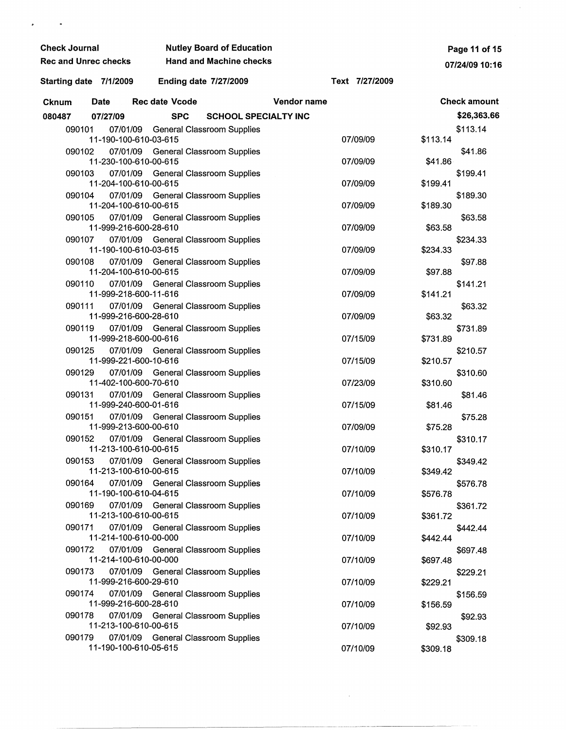**Check Journal** — **Nutley Board of Education**
**Rec and Unrec checks** — **Hand and Machine checks**

**Starting date 7/1/2009** — **Ending date 7/27/2009** — **Text 7/27/2009**

| Cknum | Date | Rec date | Vcode | Vendor name | | | Check amount |
|---|---|---|---|---|---|---|---|
| **080487** | **07/27/09** | | **SPC** | **SCHOOL SPECIALTY INC** | | | **$26,363.66** |
| 090101 | 07/01/09 | | | General Classroom Supplies 11-190-100-610-03-615 | 07/09/09 | $113.14 | $113.14 |
| 090102 | 07/01/09 | | | General Classroom Supplies 11-230-100-610-00-615 | 07/09/09 | $41.86 | $41.86 |
| 090103 | 07/01/09 | | | General Classroom Supplies 11-204-100-610-00-615 | 07/09/09 | $199.41 | $199.41 |
| 090104 | 07/01/09 | | | General Classroom Supplies 11-204-100-610-00-615 | 07/09/09 | $189.30 | $189.30 |
| 090105 | 07/01/09 | | | General Classroom Supplies 11-999-216-600-28-610 | 07/09/09 | $63.58 | $63.58 |
| 090107 | 07/01/09 | | | General Classroom Supplies 11-190-100-610-03-615 | 07/09/09 | $234.33 | $234.33 |
| 090108 | 07/01/09 | | | General Classroom Supplies 11-204-100-610-00-615 | 07/09/09 | $97.88 | $97.88 |
| 090110 | 07/01/09 | | | General Classroom Supplies 11-999-218-600-11-616 | 07/09/09 | $141.21 | $141.21 |
| 090111 | 07/01/09 | | | General Classroom Supplies 11-999-216-600-28-610 | 07/09/09 | $63.32 | $63.32 |
| 090119 | 07/01/09 | | | General Classroom Supplies 11-999-218-600-00-616 | 07/15/09 | $731.89 | $731.89 |
| 090125 | 07/01/09 | | | General Classroom Supplies 11-999-221-600-10-616 | 07/15/09 | $210.57 | $210.57 |
| 090129 | 07/01/09 | | | General Classroom Supplies 11-402-100-600-70-610 | 07/23/09 | $310.60 | $310.60 |
| 090131 | 07/01/09 | | | General Classroom Supplies 11-999-240-600-01-616 | 07/15/09 | $81.46 | $81.46 |
| 090151 | 07/01/09 | | | General Classroom Supplies 11-999-213-600-00-610 | 07/09/09 | $75.28 | $75.28 |
| 090152 | 07/01/09 | | | General Classroom Supplies 11-213-100-610-00-615 | 07/10/09 | $310.17 | $310.17 |
| 090153 | 07/01/09 | | | General Classroom Supplies 11-213-100-610-00-615 | 07/10/09 | $349.42 | $349.42 |
| 090164 | 07/01/09 | | | General Classroom Supplies 11-190-100-610-04-615 | 07/10/09 | $576.78 | $576.78 |
| 090169 | 07/01/09 | | | General Classroom Supplies 11-213-100-610-00-615 | 07/10/09 | $361.72 | $361.72 |
| 090171 | 07/01/09 | | | General Classroom Supplies 11-214-100-610-00-000 | 07/10/09 | $442.44 | $442.44 |
| 090172 | 07/01/09 | | | General Classroom Supplies 11-214-100-610-00-000 | 07/10/09 | $697.48 | $697.48 |
| 090173 | 07/01/09 | | | General Classroom Supplies 11-999-216-600-29-610 | 07/10/09 | $229.21 | $229.21 |
| 090174 | 07/01/09 | | | General Classroom Supplies 11-999-216-600-28-610 | 07/10/09 | $156.59 | $156.59 |
| 090178 | 07/01/09 | | | General Classroom Supplies 11-213-100-610-00-615 | 07/10/09 | $92.93 | $92.93 |
| 090179 | 07/01/09 | | | General Classroom Supplies 11-190-100-610-05-615 | 07/10/09 | $309.18 | $309.18 |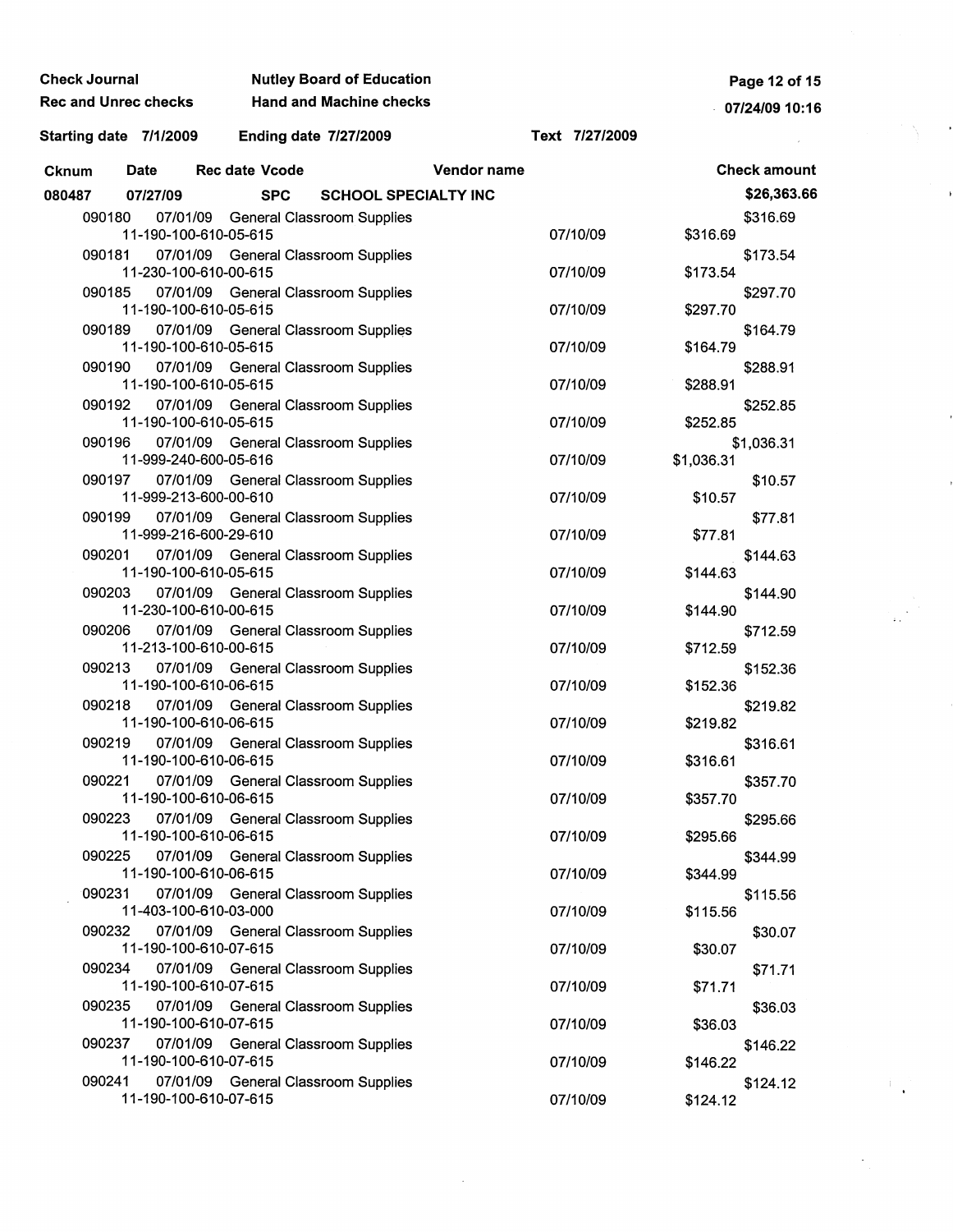**Check Journal** | **Nutley Board of Education**
**Rec and Unrec checks** | **Hand and Machine checks**

**Starting date 7/1/2009** | **Ending date 7/27/2009** | **Text 7/27/2009**

| Cknum | Date | Rec date | Vcode | Vendor name | | | Check amount |
|---|---|---|---|---|---|---|---|
| **080487** | **07/27/09** | | **SPC** | **SCHOOL SPECIALTY INC** | | | **$26,363.66** |
| 090180 | 07/01/09 | | | General Classroom Supplies | | | $316.69 |
| | 11-190-100-610-05-615 | | | | 07/10/09 | $316.69 | |
| 090181 | 07/01/09 | | | General Classroom Supplies | | | $173.54 |
| | 11-230-100-610-00-615 | | | | 07/10/09 | $173.54 | |
| 090185 | 07/01/09 | | | General Classroom Supplies | | | $297.70 |
| | 11-190-100-610-05-615 | | | | 07/10/09 | $297.70 | |
| 090189 | 07/01/09 | | | General Classroom Supplies | | | $164.79 |
| | 11-190-100-610-05-615 | | | | 07/10/09 | $164.79 | |
| 090190 | 07/01/09 | | | General Classroom Supplies | | | $288.91 |
| | 11-190-100-610-05-615 | | | | 07/10/09 | $288.91 | |
| 090192 | 07/01/09 | | | General Classroom Supplies | | | $252.85 |
| | 11-190-100-610-05-615 | | | | 07/10/09 | $252.85 | |
| 090196 | 07/01/09 | | | General Classroom Supplies | | | $1,036.31 |
| | 11-999-240-600-05-616 | | | | 07/10/09 | $1,036.31 | |
| 090197 | 07/01/09 | | | General Classroom Supplies | | | $10.57 |
| | 11-999-213-600-00-610 | | | | 07/10/09 | $10.57 | |
| 090199 | 07/01/09 | | | General Classroom Supplies | | | $77.81 |
| | 11-999-216-600-29-610 | | | | 07/10/09 | $77.81 | |
| 090201 | 07/01/09 | | | General Classroom Supplies | | | $144.63 |
| | 11-190-100-610-05-615 | | | | 07/10/09 | $144.63 | |
| 090203 | 07/01/09 | | | General Classroom Supplies | | | $144.90 |
| | 11-230-100-610-00-615 | | | | 07/10/09 | $144.90 | |
| 090206 | 07/01/09 | | | General Classroom Supplies | | | $712.59 |
| | 11-213-100-610-00-615 | | | | 07/10/09 | $712.59 | |
| 090213 | 07/01/09 | | | General Classroom Supplies | | | $152.36 |
| | 11-190-100-610-06-615 | | | | 07/10/09 | $152.36 | |
| 090218 | 07/01/09 | | | General Classroom Supplies | | | $219.82 |
| | 11-190-100-610-06-615 | | | | 07/10/09 | $219.82 | |
| 090219 | 07/01/09 | | | General Classroom Supplies | | | $316.61 |
| | 11-190-100-610-06-615 | | | | 07/10/09 | $316.61 | |
| 090221 | 07/01/09 | | | General Classroom Supplies | | | $357.70 |
| | 11-190-100-610-06-615 | | | | 07/10/09 | $357.70 | |
| 090223 | 07/01/09 | | | General Classroom Supplies | | | $295.66 |
| | 11-190-100-610-06-615 | | | | 07/10/09 | $295.66 | |
| 090225 | 07/01/09 | | | General Classroom Supplies | | | $344.99 |
| | 11-190-100-610-06-615 | | | | 07/10/09 | $344.99 | |
| 090231 | 07/01/09 | | | General Classroom Supplies | | | $115.56 |
| | 11-403-100-610-03-000 | | | | 07/10/09 | $115.56 | |
| 090232 | 07/01/09 | | | General Classroom Supplies | | | $30.07 |
| | 11-190-100-610-07-615 | | | | 07/10/09 | $30.07 | |
| 090234 | 07/01/09 | | | General Classroom Supplies | | | $71.71 |
| | 11-190-100-610-07-615 | | | | 07/10/09 | $71.71 | |
| 090235 | 07/01/09 | | | General Classroom Supplies | | | $36.03 |
| | 11-190-100-610-07-615 | | | | 07/10/09 | $36.03 | |
| 090237 | 07/01/09 | | | General Classroom Supplies | | | $146.22 |
| | 11-190-100-610-07-615 | | | | 07/10/09 | $146.22 | |
| 090241 | 07/01/09 | | | General Classroom Supplies | | | $124.12 |
| | 11-190-100-610-07-615 | | | | 07/10/09 | $124.12 | |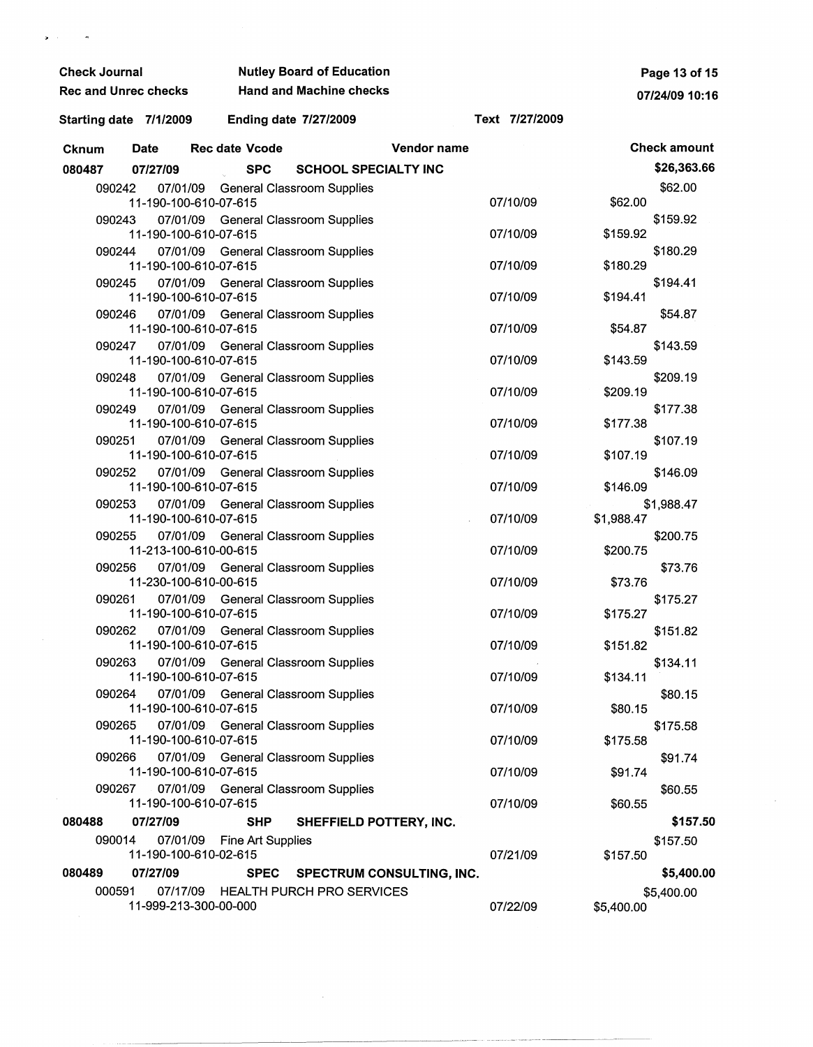**Check Journal** | **Nutley Board of Education**
**Rec and Unrec checks** | **Hand and Machine checks**

**Starting date 7/1/2009** | **Ending date 7/27/2009** | **Text 7/27/2009**

| Cknum | Date | Rec date | Vcode | Vendor name | | | Check amount |
|---|---|---|---|---|---|---|---|
| **080487** | **07/27/09** | | **SPC** | **SCHOOL SPECIALTY INC** | | | **$26,363.66** |
| 090242 | 07/01/09 | | | General Classroom Supplies | | | $62.00 |
| | 11-190-100-610-07-615 | | | | 07/10/09 | $62.00 | |
| 090243 | 07/01/09 | | | General Classroom Supplies | | | $159.92 |
| | 11-190-100-610-07-615 | | | | 07/10/09 | $159.92 | |
| 090244 | 07/01/09 | | | General Classroom Supplies | | | $180.29 |
| | 11-190-100-610-07-615 | | | | 07/10/09 | $180.29 | |
| 090245 | 07/01/09 | | | General Classroom Supplies | | | $194.41 |
| | 11-190-100-610-07-615 | | | | 07/10/09 | $194.41 | |
| 090246 | 07/01/09 | | | General Classroom Supplies | | | $54.87 |
| | 11-190-100-610-07-615 | | | | 07/10/09 | $54.87 | |
| 090247 | 07/01/09 | | | General Classroom Supplies | | | $143.59 |
| | 11-190-100-610-07-615 | | | | 07/10/09 | $143.59 | |
| 090248 | 07/01/09 | | | General Classroom Supplies | | | $209.19 |
| | 11-190-100-610-07-615 | | | | 07/10/09 | $209.19 | |
| 090249 | 07/01/09 | | | General Classroom Supplies | | | $177.38 |
| | 11-190-100-610-07-615 | | | | 07/10/09 | $177.38 | |
| 090251 | 07/01/09 | | | General Classroom Supplies | | | $107.19 |
| | 11-190-100-610-07-615 | | | | 07/10/09 | $107.19 | |
| 090252 | 07/01/09 | | | General Classroom Supplies | | | $146.09 |
| | 11-190-100-610-07-615 | | | | 07/10/09 | $146.09 | |
| 090253 | 07/01/09 | | | General Classroom Supplies | | | $1,988.47 |
| | 11-190-100-610-07-615 | | | | 07/10/09 | $1,988.47 | |
| 090255 | 07/01/09 | | | General Classroom Supplies | | | $200.75 |
| | 11-213-100-610-00-615 | | | | 07/10/09 | $200.75 | |
| 090256 | 07/01/09 | | | General Classroom Supplies | | | $73.76 |
| | 11-230-100-610-00-615 | | | | 07/10/09 | $73.76 | |
| 090261 | 07/01/09 | | | General Classroom Supplies | | | $175.27 |
| | 11-190-100-610-07-615 | | | | 07/10/09 | $175.27 | |
| 090262 | 07/01/09 | | | General Classroom Supplies | | | $151.82 |
| | 11-190-100-610-07-615 | | | | 07/10/09 | $151.82 | |
| 090263 | 07/01/09 | | | General Classroom Supplies | | | $134.11 |
| | 11-190-100-610-07-615 | | | | 07/10/09 | $134.11 | |
| 090264 | 07/01/09 | | | General Classroom Supplies | | | $80.15 |
| | 11-190-100-610-07-615 | | | | 07/10/09 | $80.15 | |
| 090265 | 07/01/09 | | | General Classroom Supplies | | | $175.58 |
| | 11-190-100-610-07-615 | | | | 07/10/09 | $175.58 | |
| 090266 | 07/01/09 | | | General Classroom Supplies | | | $91.74 |
| | 11-190-100-610-07-615 | | | | 07/10/09 | $91.74 | |
| 090267 | 07/01/09 | | | General Classroom Supplies | | | $60.55 |
| | 11-190-100-610-07-615 | | | | 07/10/09 | $60.55 | |
| **080488** | **07/27/09** | | **SHP** | **SHEFFIELD POTTERY, INC.** | | | **$157.50** |
| 090014 | 07/01/09 | | | Fine Art Supplies | | | $157.50 |
| | 11-190-100-610-02-615 | | | | 07/21/09 | $157.50 | |
| **080489** | **07/27/09** | | **SPEC** | **SPECTRUM CONSULTING, INC.** | | | **$5,400.00** |
| 000591 | 07/17/09 | | | HEALTH PURCH PRO SERVICES | | | $5,400.00 |
| | 11-999-213-300-00-000 | | | | 07/22/09 | $5,400.00 | |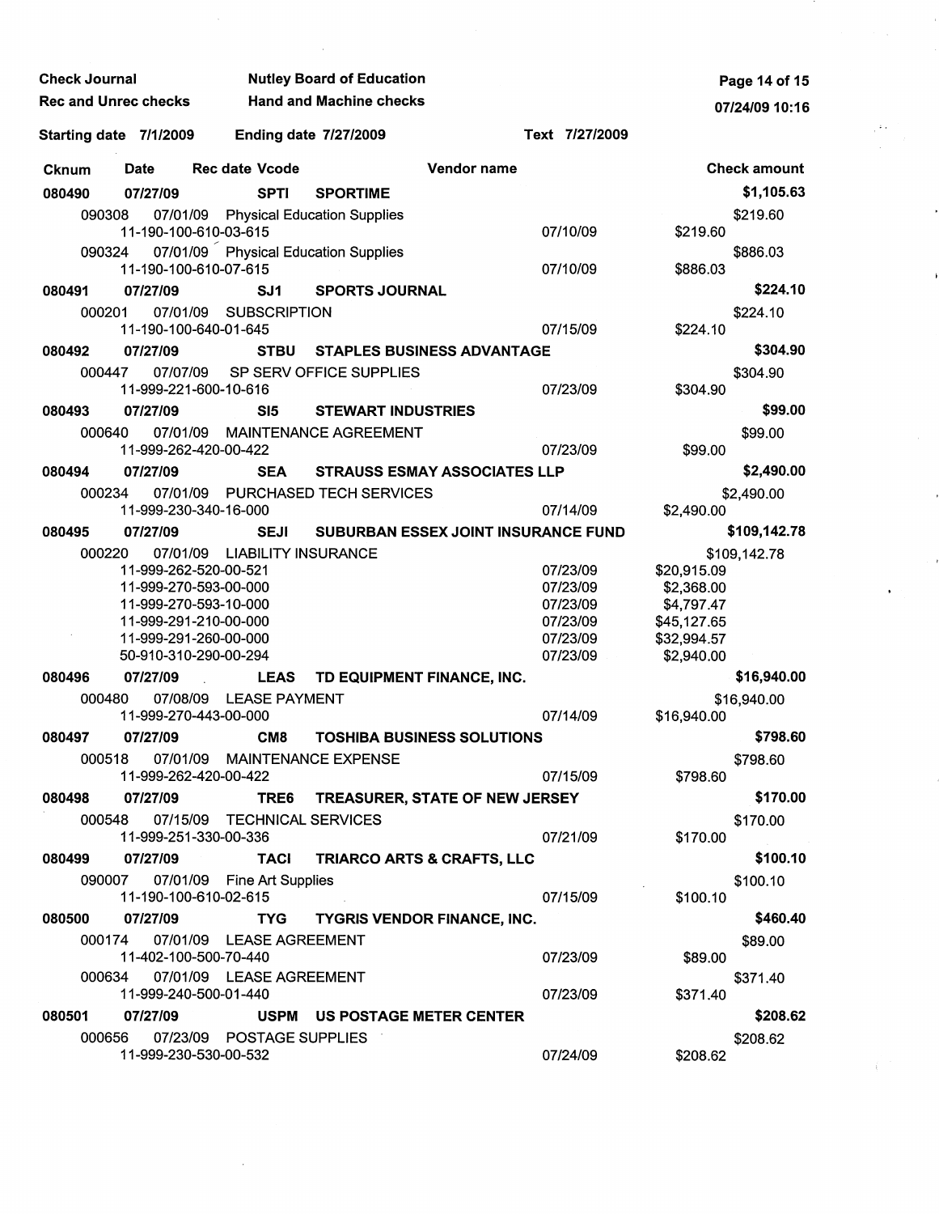**Check Journal** | **Nutley Board of Education**
**Rec and Unrec checks** | **Hand and Machine checks**

**Starting date 7/1/2009** **Ending date 7/27/2009** **Text 7/27/2009**

| Cknum | Date | Rec date | Vcode | Vendor name | | | Check amount |
|---|---|---|---|---|---|---|---|
| **080490** | **07/27/09** | | **SPTI** | **SPORTIME** | | | **$1,105.63** |
| 090308 | 07/01/09 | | | Physical Education Supplies | | | $219.60 |
| | 11-190-100-610-03-615 | | | | 07/10/09 | $219.60 | |
| 090324 | 07/01/09 | | | Physical Education Supplies | | | $886.03 |
| | 11-190-100-610-07-615 | | | | 07/10/09 | $886.03 | |
| **080491** | **07/27/09** | | **SJ1** | **SPORTS JOURNAL** | | | **$224.10** |
| 000201 | 07/01/09 | | | SUBSCRIPTION | | | $224.10 |
| | 11-190-100-640-01-645 | | | | 07/15/09 | $224.10 | |
| **080492** | **07/27/09** | | **STBU** | **STAPLES BUSINESS ADVANTAGE** | | | **$304.90** |
| 000447 | 07/07/09 | | | SP SERV OFFICE SUPPLIES | | | $304.90 |
| | 11-999-221-600-10-616 | | | | 07/23/09 | $304.90 | |
| **080493** | **07/27/09** | | **SI5** | **STEWART INDUSTRIES** | | | **$99.00** |
| 000640 | 07/01/09 | | | MAINTENANCE AGREEMENT | | | $99.00 |
| | 11-999-262-420-00-422 | | | | 07/23/09 | $99.00 | |
| **080494** | **07/27/09** | | **SEA** | **STRAUSS ESMAY ASSOCIATES LLP** | | | **$2,490.00** |
| 000234 | 07/01/09 | | | PURCHASED TECH SERVICES | | | $2,490.00 |
| | 11-999-230-340-16-000 | | | | 07/14/09 | $2,490.00 | |
| **080495** | **07/27/09** | | **SEJI** | **SUBURBAN ESSEX JOINT INSURANCE FUND** | | | **$109,142.78** |
| 000220 | 07/01/09 | | | LIABILITY INSURANCE | | | $109,142.78 |
| | 11-999-262-520-00-521 | | | | 07/23/09 | $20,915.09 | |
| | 11-999-270-593-00-000 | | | | 07/23/09 | $2,368.00 | |
| | 11-999-270-593-10-000 | | | | 07/23/09 | $4,797.47 | |
| | 11-999-291-210-00-000 | | | | 07/23/09 | $45,127.65 | |
| | 11-999-291-260-00-000 | | | | 07/23/09 | $32,994.57 | |
| | 50-910-310-290-00-294 | | | | 07/23/09 | $2,940.00 | |
| **080496** | **07/27/09** | | **LEAS** | **TD EQUIPMENT FINANCE, INC.** | | | **$16,940.00** |
| 000480 | 07/08/09 | | | LEASE PAYMENT | | | $16,940.00 |
| | 11-999-270-443-00-000 | | | | 07/14/09 | $16,940.00 | |
| **080497** | **07/27/09** | | **CM8** | **TOSHIBA BUSINESS SOLUTIONS** | | | **$798.60** |
| 000518 | 07/01/09 | | | MAINTENANCE EXPENSE | | | $798.60 |
| | 11-999-262-420-00-422 | | | | 07/15/09 | $798.60 | |
| **080498** | **07/27/09** | | **TRE6** | **TREASURER, STATE OF NEW JERSEY** | | | **$170.00** |
| 000548 | 07/15/09 | | | TECHNICAL SERVICES | | | $170.00 |
| | 11-999-251-330-00-336 | | | | 07/21/09 | $170.00 | |
| **080499** | **07/27/09** | | **TACI** | **TRIARCO ARTS & CRAFTS, LLC** | | | **$100.10** |
| 090007 | 07/01/09 | | | Fine Art Supplies | | | $100.10 |
| | 11-190-100-610-02-615 | | | | 07/15/09 | $100.10 | |
| **080500** | **07/27/09** | | **TYG** | **TYGRIS VENDOR FINANCE, INC.** | | | **$460.40** |
| 000174 | 07/01/09 | | | LEASE AGREEMENT | | | $89.00 |
| | 11-402-100-500-70-440 | | | | 07/23/09 | $89.00 | |
| 000634 | 07/01/09 | | | LEASE AGREEMENT | | | $371.40 |
| | 11-999-240-500-01-440 | | | | 07/23/09 | $371.40 | |
| **080501** | **07/27/09** | | **USPM** | **US POSTAGE METER CENTER** | | | **$208.62** |
| 000656 | 07/23/09 | | | POSTAGE SUPPLIES | | | $208.62 |
| | 11-999-230-530-00-532 | | | | 07/24/09 | $208.62 | |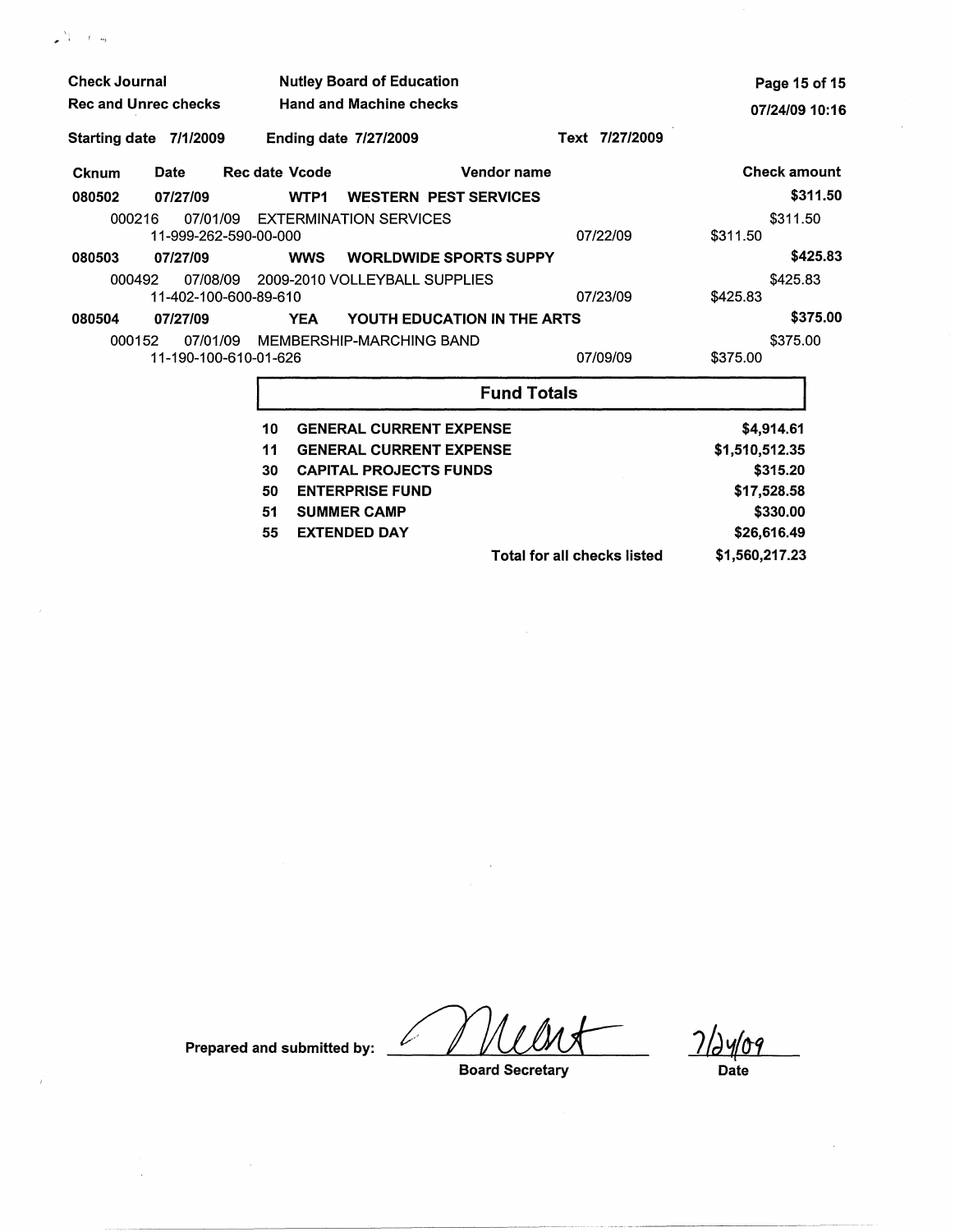| Check Journal | Nutley Board of Education | |
|---|---|---|
| Rec and Unrec checks | Hand and Machine checks | 07/24/09 10:16 |

**Starting date** 7/1/2009 **Ending date** 7/27/2009 **Text** 7/27/2009

| Cknum | Date | Rec date | Vcode | Vendor name | | Check amount |
|---|---|---|---|---|---|---|
| **080502** | **07/27/09** | | **WTP1** | **WESTERN PEST SERVICES** | | **$311.50** |
| 000216 | 07/01/09 | | | EXTERMINATION SERVICES | | $311.50 |
| 11-999-262-590-00-000 | | | | | 07/22/09 | $311.50 |
| **080503** | **07/27/09** | | **WWS** | **WORLDWIDE SPORTS SUPPY** | | **$425.83** |
| 000492 | 07/08/09 | | | 2009-2010 VOLLEYBALL SUPPLIES | | $425.83 |
| 11-402-100-600-89-610 | | | | | 07/23/09 | $425.83 |
| **080504** | **07/27/09** | | **YEA** | **YOUTH EDUCATION IN THE ARTS** | | **$375.00** |
| 000152 | 07/01/09 | | | MEMBERSHIP-MARCHING BAND | | $375.00 |
| 11-190-100-610-01-626 | | | | | 07/09/09 | $375.00 |

## Fund Totals

| | | |
|---|---|---|
| 10 | GENERAL CURRENT EXPENSE | $4,914.61 |
| 11 | GENERAL CURRENT EXPENSE | $1,510,512.35 |
| 30 | CAPITAL PROJECTS FUNDS | $315.20 |
| 50 | ENTERPRISE FUND | $17,528.58 |
| 51 | SUMMER CAMP | $330.00 |
| 55 | EXTENDED DAY | $26,616.49 |
| | **Total for all checks listed** | **$1,560,217.23** |

**Prepared and submitted by:** [signature] 7/24/09

**Board Secretary** **Date**